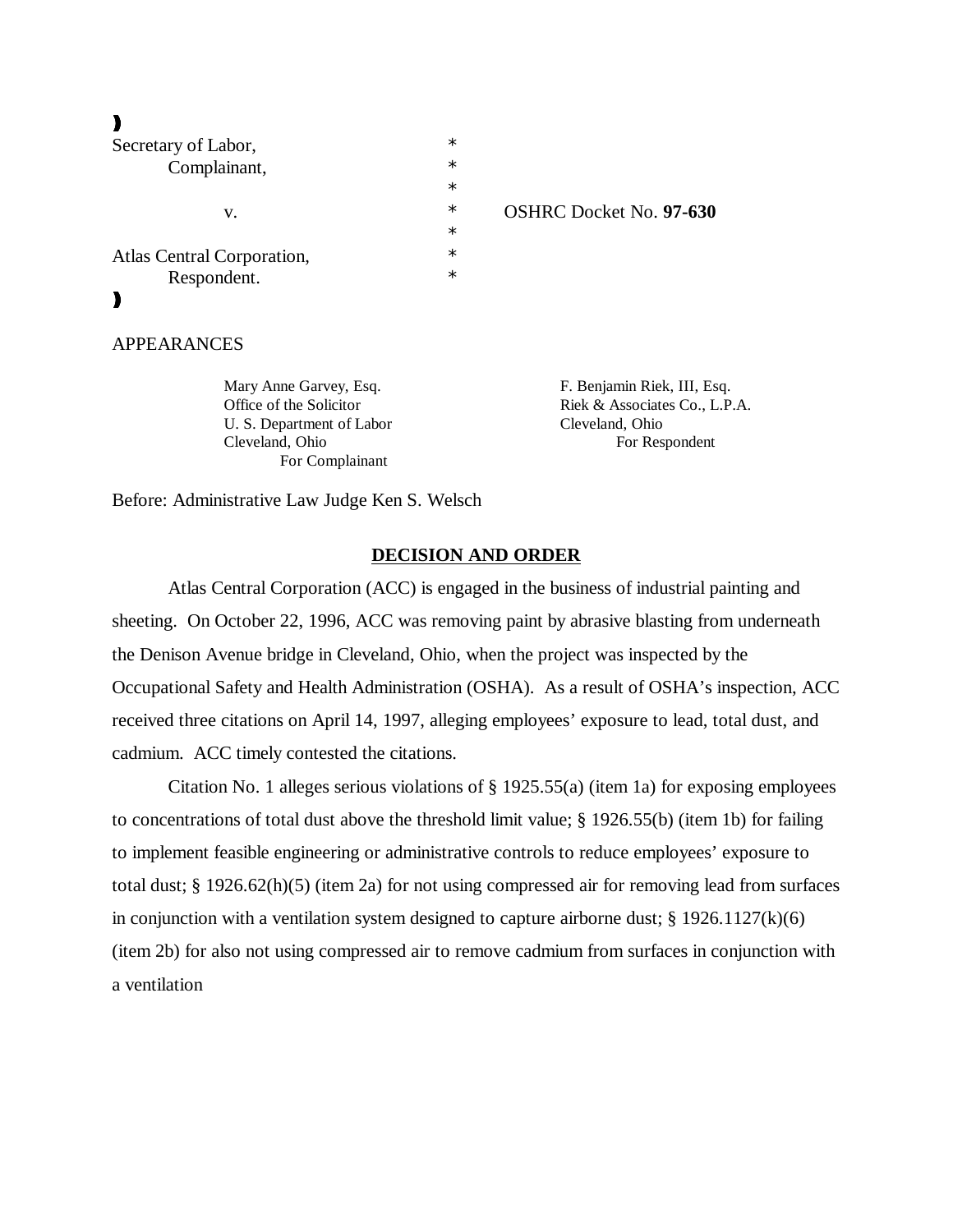| | | |
|---|---|---|
| Secretary of Labor, | * | |
| Complainant, | * | |
| | * | |
| v. | * | OSHRC Docket No. **97-630** |
| | * | |
| Atlas Central Corporation, | * | |
| Respondent. | * | |

APPEARANCES

| For Complainant | For Respondent |
|---|---|
| Mary Anne Garvey, Esq.<br>Office of the Solicitor<br>U. S. Department of Labor<br>Cleveland, Ohio<br>For Complainant | F. Benjamin Riek, III, Esq.<br>Riek & Associates Co., L.P.A.<br>Cleveland, Ohio<br>For Respondent |

Before: Administrative Law Judge Ken S. Welsch

## DECISION AND ORDER

Atlas Central Corporation (ACC) is engaged in the business of industrial painting and sheeting. On October 22, 1996, ACC was removing paint by abrasive blasting from underneath the Denison Avenue bridge in Cleveland, Ohio, when the project was inspected by the Occupational Safety and Health Administration (OSHA). As a result of OSHA's inspection, ACC received three citations on April 14, 1997, alleging employees' exposure to lead, total dust, and cadmium. ACC timely contested the citations.

Citation No. 1 alleges serious violations of § 1925.55(a) (item 1a) for exposing employees to concentrations of total dust above the threshold limit value; § 1926.55(b) (item 1b) for failing to implement feasible engineering or administrative controls to reduce employees' exposure to total dust; § 1926.62(h)(5) (item 2a) for not using compressed air for removing lead from surfaces in conjunction with a ventilation system designed to capture airborne dust; § 1926.1127(k)(6) (item 2b) for also not using compressed air to remove cadmium from surfaces in conjunction with a ventilation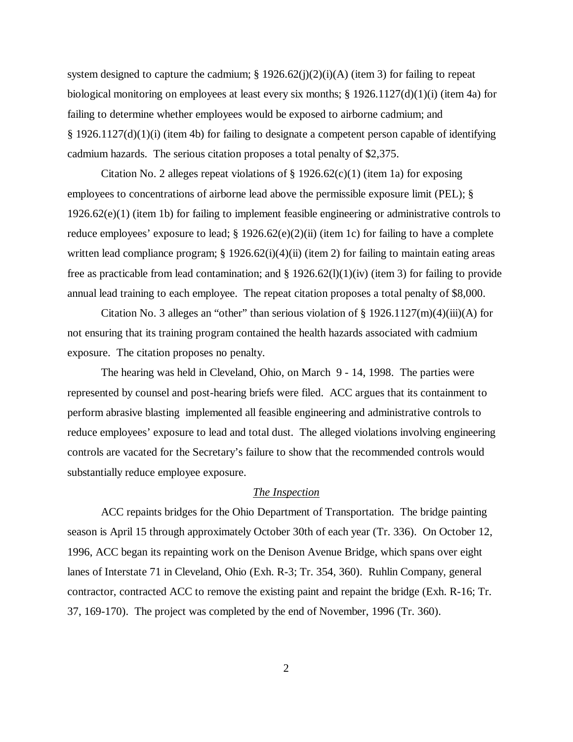system designed to capture the cadmium; § 1926.62(j)(2)(i)(A) (item 3) for failing to repeat biological monitoring on employees at least every six months; § 1926.1127(d)(1)(i) (item 4a) for failing to determine whether employees would be exposed to airborne cadmium; and § 1926.1127(d)(1)(i) (item 4b) for failing to designate a competent person capable of identifying cadmium hazards. The serious citation proposes a total penalty of $2,375.

Citation No. 2 alleges repeat violations of § 1926.62(c)(1) (item 1a) for exposing employees to concentrations of airborne lead above the permissible exposure limit (PEL); § 1926.62(e)(1) (item 1b) for failing to implement feasible engineering or administrative controls to reduce employees' exposure to lead; § 1926.62(e)(2)(ii) (item 1c) for failing to have a complete written lead compliance program; § 1926.62(i)(4)(ii) (item 2) for failing to maintain eating areas free as practicable from lead contamination; and § 1926.62(l)(1)(iv) (item 3) for failing to provide annual lead training to each employee. The repeat citation proposes a total penalty of $8,000.

Citation No. 3 alleges an "other" than serious violation of § 1926.1127(m)(4)(iii)(A) for not ensuring that its training program contained the health hazards associated with cadmium exposure. The citation proposes no penalty.

The hearing was held in Cleveland, Ohio, on March 9 - 14, 1998. The parties were represented by counsel and post-hearing briefs were filed. ACC argues that its containment to perform abrasive blasting implemented all feasible engineering and administrative controls to reduce employees' exposure to lead and total dust. The alleged violations involving engineering controls are vacated for the Secretary's failure to show that the recommended controls would substantially reduce employee exposure.

## *The Inspection*

ACC repaints bridges for the Ohio Department of Transportation. The bridge painting season is April 15 through approximately October 30th of each year (Tr. 336). On October 12, 1996, ACC began its repainting work on the Denison Avenue Bridge, which spans over eight lanes of Interstate 71 in Cleveland, Ohio (Exh. R-3; Tr. 354, 360). Ruhlin Company, general contractor, contracted ACC to remove the existing paint and repaint the bridge (Exh. R-16; Tr. 37, 169-170). The project was completed by the end of November, 1996 (Tr. 360).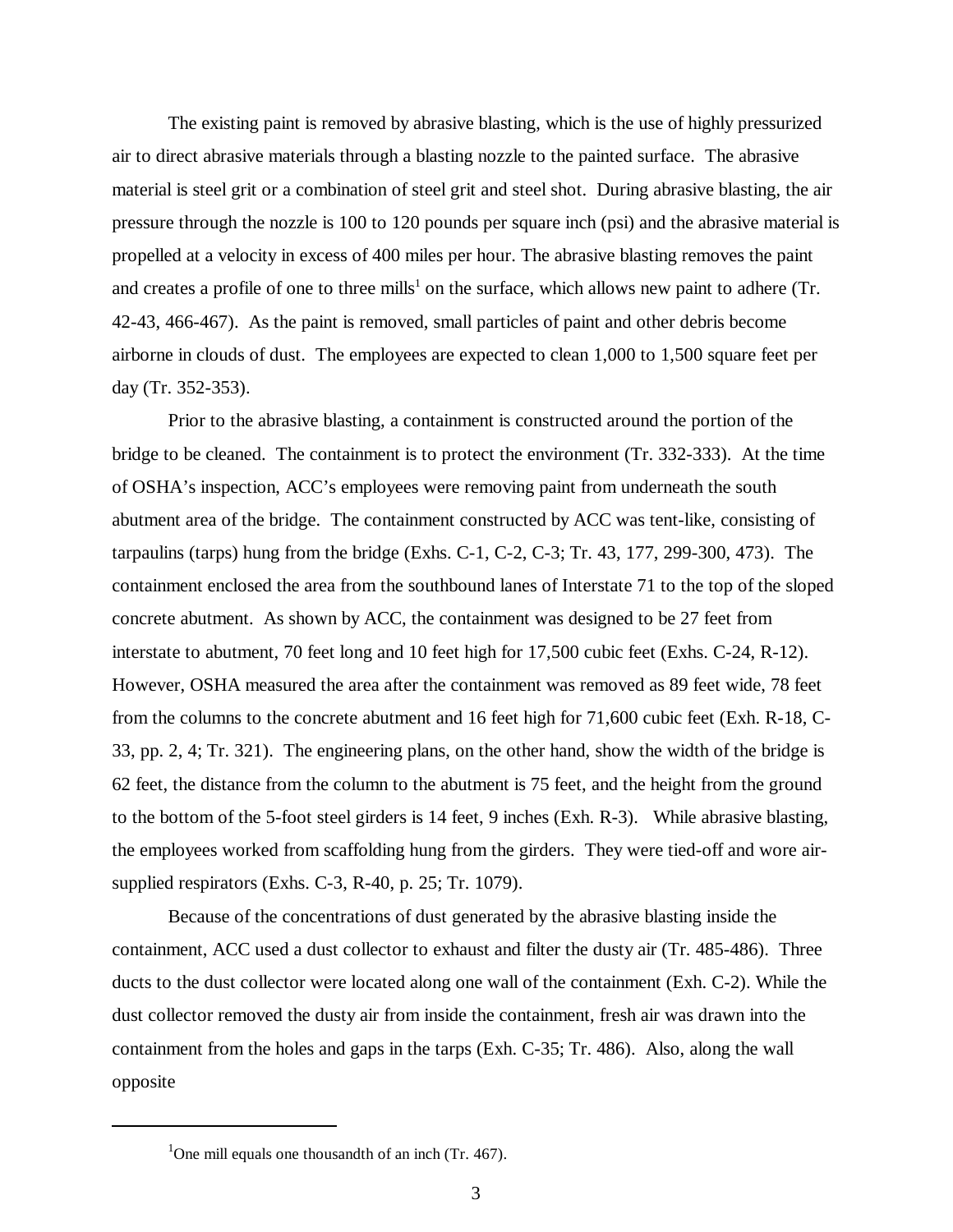The existing paint is removed by abrasive blasting, which is the use of highly pressurized air to direct abrasive materials through a blasting nozzle to the painted surface. The abrasive material is steel grit or a combination of steel grit and steel shot. During abrasive blasting, the air pressure through the nozzle is 100 to 120 pounds per square inch (psi) and the abrasive material is propelled at a velocity in excess of 400 miles per hour. The abrasive blasting removes the paint and creates a profile of one to three mills[1] on the surface, which allows new paint to adhere (Tr. 42-43, 466-467). As the paint is removed, small particles of paint and other debris become airborne in clouds of dust. The employees are expected to clean 1,000 to 1,500 square feet per day (Tr. 352-353).

Prior to the abrasive blasting, a containment is constructed around the portion of the bridge to be cleaned. The containment is to protect the environment (Tr. 332-333). At the time of OSHA's inspection, ACC's employees were removing paint from underneath the south abutment area of the bridge. The containment constructed by ACC was tent-like, consisting of tarpaulins (tarps) hung from the bridge (Exhs. C-1, C-2, C-3; Tr. 43, 177, 299-300, 473). The containment enclosed the area from the southbound lanes of Interstate 71 to the top of the sloped concrete abutment. As shown by ACC, the containment was designed to be 27 feet from interstate to abutment, 70 feet long and 10 feet high for 17,500 cubic feet (Exhs. C-24, R-12). However, OSHA measured the area after the containment was removed as 89 feet wide, 78 feet from the columns to the concrete abutment and 16 feet high for 71,600 cubic feet (Exh. R-18, C-33, pp. 2, 4; Tr. 321). The engineering plans, on the other hand, show the width of the bridge is 62 feet, the distance from the column to the abutment is 75 feet, and the height from the ground to the bottom of the 5-foot steel girders is 14 feet, 9 inches (Exh. R-3). While abrasive blasting, the employees worked from scaffolding hung from the girders. They were tied-off and wore air-supplied respirators (Exhs. C-3, R-40, p. 25; Tr. 1079).

Because of the concentrations of dust generated by the abrasive blasting inside the containment, ACC used a dust collector to exhaust and filter the dusty air (Tr. 485-486). Three ducts to the dust collector were located along one wall of the containment (Exh. C-2). While the dust collector removed the dusty air from inside the containment, fresh air was drawn into the containment from the holes and gaps in the tarps (Exh. C-35; Tr. 486). Also, along the wall opposite

---

[1] One mill equals one thousandth of an inch (Tr. 467).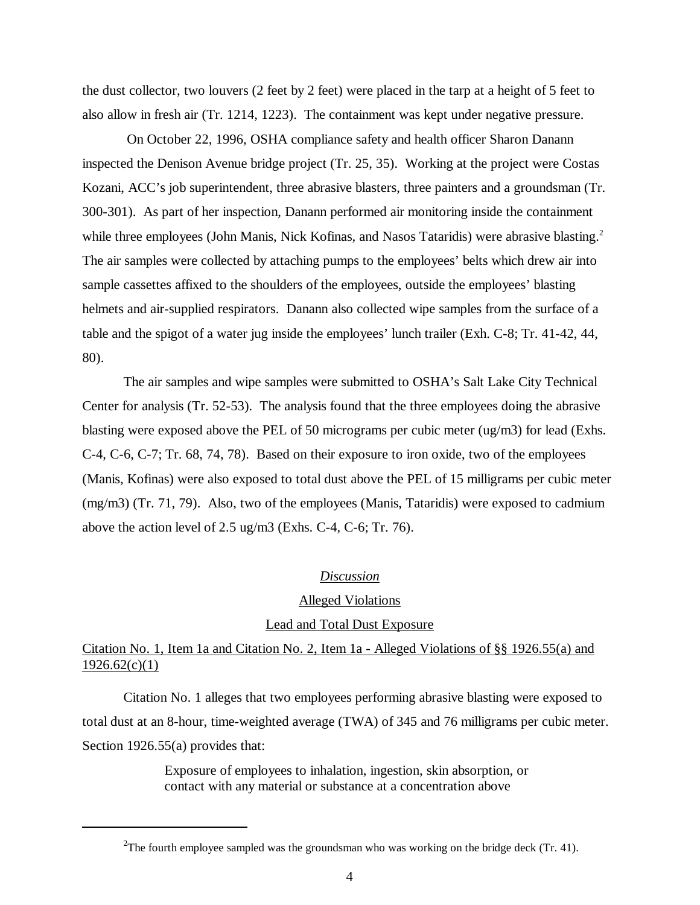the dust collector, two louvers (2 feet by 2 feet) were placed in the tarp at a height of 5 feet to also allow in fresh air (Tr. 1214, 1223). The containment was kept under negative pressure.

On October 22, 1996, OSHA compliance safety and health officer Sharon Danann inspected the Denison Avenue bridge project (Tr. 25, 35). Working at the project were Costas Kozani, ACC's job superintendent, three abrasive blasters, three painters and a groundsman (Tr. 300-301). As part of her inspection, Danann performed air monitoring inside the containment while three employees (John Manis, Nick Kofinas, and Nasos Tataridis) were abrasive blasting.[2] The air samples were collected by attaching pumps to the employees' belts which drew air into sample cassettes affixed to the shoulders of the employees, outside the employees' blasting helmets and air-supplied respirators. Danann also collected wipe samples from the surface of a table and the spigot of a water jug inside the employees' lunch trailer (Exh. C-8; Tr. 41-42, 44, 80).

The air samples and wipe samples were submitted to OSHA's Salt Lake City Technical Center for analysis (Tr. 52-53). The analysis found that the three employees doing the abrasive blasting were exposed above the PEL of 50 micrograms per cubic meter (ug/m3) for lead (Exhs. C-4, C-6, C-7; Tr. 68, 74, 78). Based on their exposure to iron oxide, two of the employees (Manis, Kofinas) were also exposed to total dust above the PEL of 15 milligrams per cubic meter (mg/m3) (Tr. 71, 79). Also, two of the employees (Manis, Tataridis) were exposed to cadmium above the action level of 2.5 ug/m3 (Exhs. C-4, C-6; Tr. 76).

## *Discussion*

### Alleged Violations

### Lead and Total Dust Exposure

#### Citation No. 1, Item 1a and Citation No. 2, Item 1a - Alleged Violations of §§ 1926.55(a) and 1926.62(c)(1)

Citation No. 1 alleges that two employees performing abrasive blasting were exposed to total dust at an 8-hour, time-weighted average (TWA) of 345 and 76 milligrams per cubic meter. Section 1926.55(a) provides that:

> Exposure of employees to inhalation, ingestion, skin absorption, or contact with any material or substance at a concentration above

---

[2]The fourth employee sampled was the groundsman who was working on the bridge deck (Tr. 41).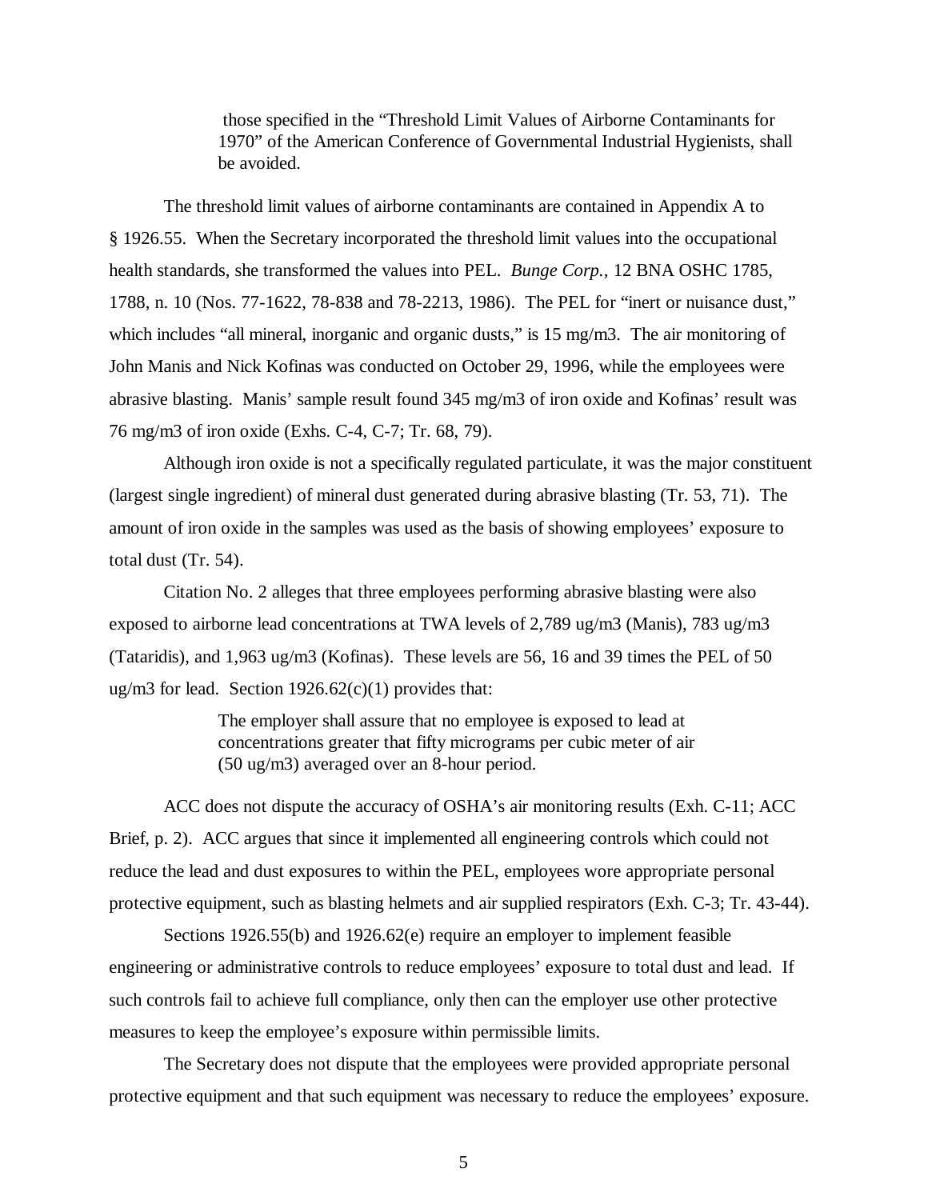> those specified in the "Threshold Limit Values of Airborne Contaminants for 1970" of the American Conference of Governmental Industrial Hygienists, shall be avoided.

The threshold limit values of airborne contaminants are contained in Appendix A to § 1926.55. When the Secretary incorporated the threshold limit values into the occupational health standards, she transformed the values into PEL. *Bunge Corp.*, 12 BNA OSHC 1785, 1788, n. 10 (Nos. 77-1622, 78-838 and 78-2213, 1986). The PEL for "inert or nuisance dust," which includes "all mineral, inorganic and organic dusts," is 15 mg/m3. The air monitoring of John Manis and Nick Kofinas was conducted on October 29, 1996, while the employees were abrasive blasting. Manis' sample result found 345 mg/m3 of iron oxide and Kofinas' result was 76 mg/m3 of iron oxide (Exhs. C-4, C-7; Tr. 68, 79).

Although iron oxide is not a specifically regulated particulate, it was the major constituent (largest single ingredient) of mineral dust generated during abrasive blasting (Tr. 53, 71). The amount of iron oxide in the samples was used as the basis of showing employees' exposure to total dust (Tr. 54).

Citation No. 2 alleges that three employees performing abrasive blasting were also exposed to airborne lead concentrations at TWA levels of 2,789 ug/m3 (Manis), 783 ug/m3 (Tataridis), and 1,963 ug/m3 (Kofinas). These levels are 56, 16 and 39 times the PEL of 50 ug/m3 for lead. Section 1926.62(c)(1) provides that:

> The employer shall assure that no employee is exposed to lead at concentrations greater that fifty micrograms per cubic meter of air (50 ug/m3) averaged over an 8-hour period.

ACC does not dispute the accuracy of OSHA's air monitoring results (Exh. C-11; ACC Brief, p. 2). ACC argues that since it implemented all engineering controls which could not reduce the lead and dust exposures to within the PEL, employees wore appropriate personal protective equipment, such as blasting helmets and air supplied respirators (Exh. C-3; Tr. 43-44).

Sections 1926.55(b) and 1926.62(e) require an employer to implement feasible engineering or administrative controls to reduce employees' exposure to total dust and lead. If such controls fail to achieve full compliance, only then can the employer use other protective measures to keep the employee's exposure within permissible limits.

The Secretary does not dispute that the employees were provided appropriate personal protective equipment and that such equipment was necessary to reduce the employees' exposure.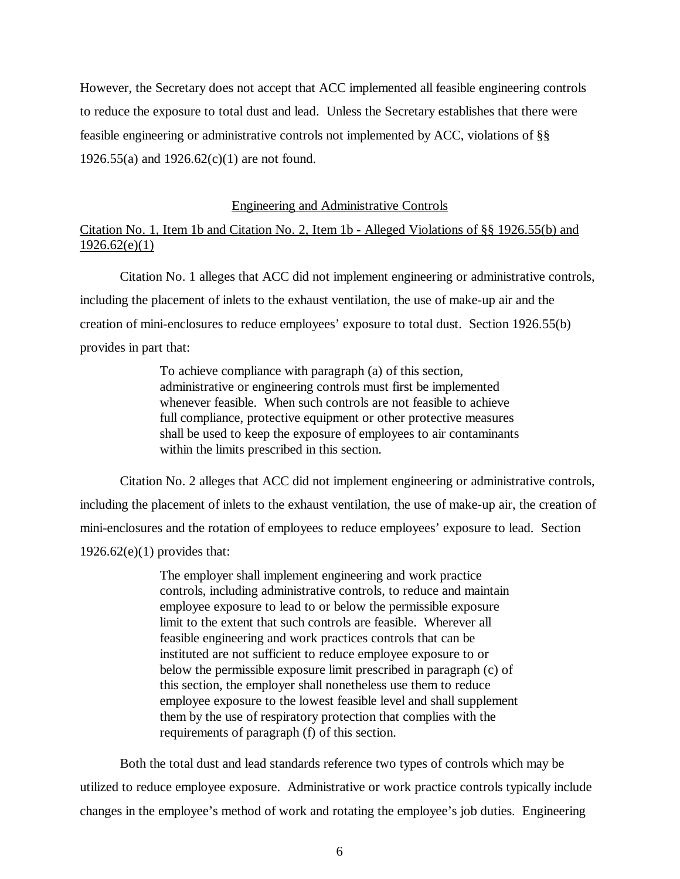However, the Secretary does not accept that ACC implemented all feasible engineering controls to reduce the exposure to total dust and lead. Unless the Secretary establishes that there were feasible engineering or administrative controls not implemented by ACC, violations of §§ 1926.55(a) and 1926.62(c)(1) are not found.

## Engineering and Administrative Controls

### Citation No. 1, Item 1b and Citation No. 2, Item 1b - Alleged Violations of §§ 1926.55(b) and 1926.62(e)(1)

Citation No. 1 alleges that ACC did not implement engineering or administrative controls, including the placement of inlets to the exhaust ventilation, the use of make-up air and the creation of mini-enclosures to reduce employees' exposure to total dust. Section 1926.55(b) provides in part that:

> To achieve compliance with paragraph (a) of this section, administrative or engineering controls must first be implemented whenever feasible. When such controls are not feasible to achieve full compliance, protective equipment or other protective measures shall be used to keep the exposure of employees to air contaminants within the limits prescribed in this section.

Citation No. 2 alleges that ACC did not implement engineering or administrative controls, including the placement of inlets to the exhaust ventilation, the use of make-up air, the creation of mini-enclosures and the rotation of employees to reduce employees' exposure to lead. Section 1926.62(e)(1) provides that:

> The employer shall implement engineering and work practice controls, including administrative controls, to reduce and maintain employee exposure to lead to or below the permissible exposure limit to the extent that such controls are feasible. Wherever all feasible engineering and work practices controls that can be instituted are not sufficient to reduce employee exposure to or below the permissible exposure limit prescribed in paragraph (c) of this section, the employer shall nonetheless use them to reduce employee exposure to the lowest feasible level and shall supplement them by the use of respiratory protection that complies with the requirements of paragraph (f) of this section.

Both the total dust and lead standards reference two types of controls which may be utilized to reduce employee exposure. Administrative or work practice controls typically include changes in the employee's method of work and rotating the employee's job duties. Engineering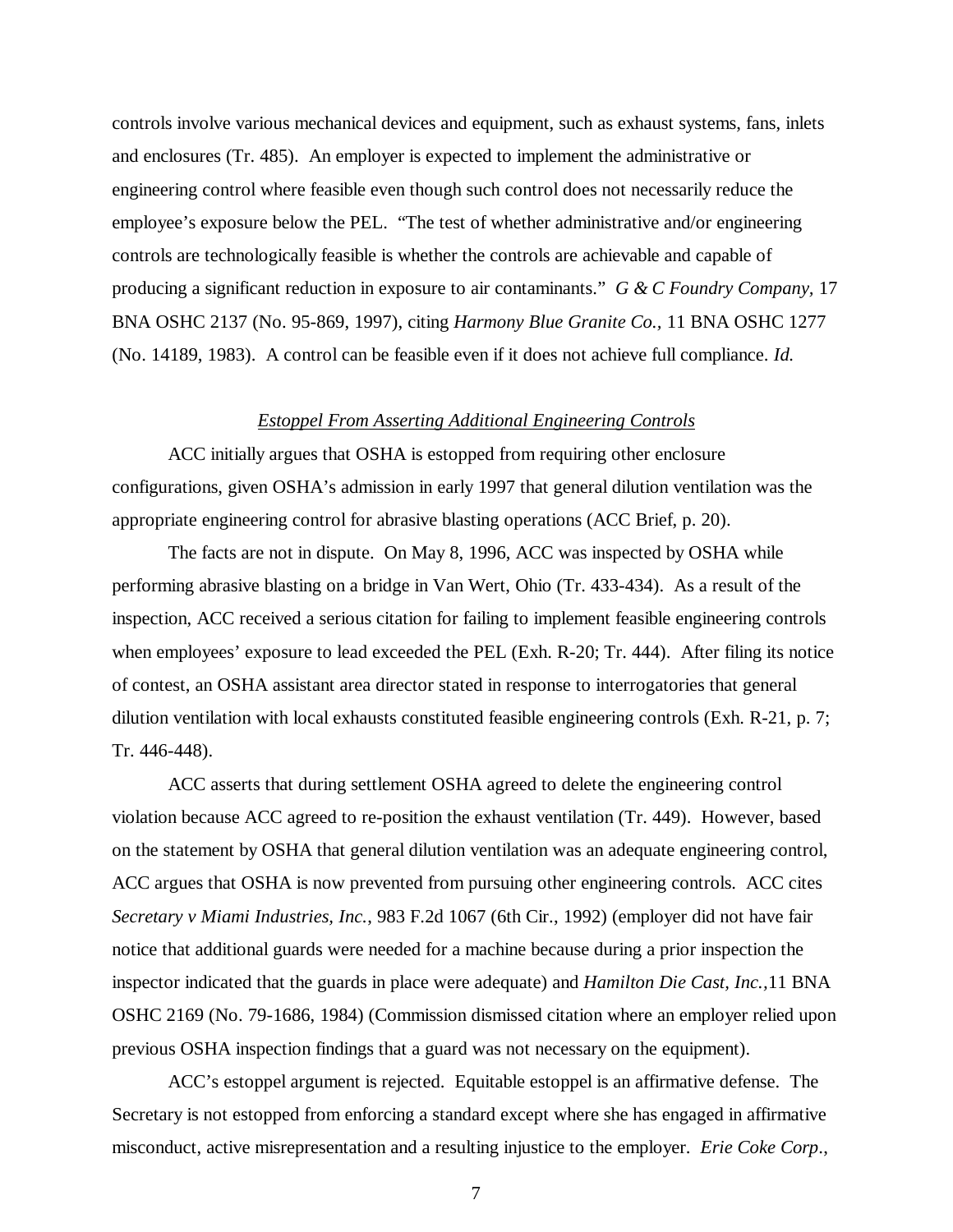controls involve various mechanical devices and equipment, such as exhaust systems, fans, inlets and enclosures (Tr. 485). An employer is expected to implement the administrative or engineering control where feasible even though such control does not necessarily reduce the employee's exposure below the PEL. "The test of whether administrative and/or engineering controls are technologically feasible is whether the controls are achievable and capable of producing a significant reduction in exposure to air contaminants." *G & C Foundry Company*, 17 BNA OSHC 2137 (No. 95-869, 1997), citing *Harmony Blue Granite Co.*, 11 BNA OSHC 1277 (No. 14189, 1983). A control can be feasible even if it does not achieve full compliance. *Id.*

*Estoppel From Asserting Additional Engineering Controls*

ACC initially argues that OSHA is estopped from requiring other enclosure configurations, given OSHA's admission in early 1997 that general dilution ventilation was the appropriate engineering control for abrasive blasting operations (ACC Brief, p. 20).

The facts are not in dispute. On May 8, 1996, ACC was inspected by OSHA while performing abrasive blasting on a bridge in Van Wert, Ohio (Tr. 433-434). As a result of the inspection, ACC received a serious citation for failing to implement feasible engineering controls when employees' exposure to lead exceeded the PEL (Exh. R-20; Tr. 444). After filing its notice of contest, an OSHA assistant area director stated in response to interrogatories that general dilution ventilation with local exhausts constituted feasible engineering controls (Exh. R-21, p. 7; Tr. 446-448).

ACC asserts that during settlement OSHA agreed to delete the engineering control violation because ACC agreed to re-position the exhaust ventilation (Tr. 449). However, based on the statement by OSHA that general dilution ventilation was an adequate engineering control, ACC argues that OSHA is now prevented from pursuing other engineering controls. ACC cites *Secretary v Miami Industries, Inc.*, 983 F.2d 1067 (6th Cir., 1992) (employer did not have fair notice that additional guards were needed for a machine because during a prior inspection the inspector indicated that the guards in place were adequate) and *Hamilton Die Cast, Inc.*,11 BNA OSHC 2169 (No. 79-1686, 1984) (Commission dismissed citation where an employer relied upon previous OSHA inspection findings that a guard was not necessary on the equipment).

ACC's estoppel argument is rejected. Equitable estoppel is an affirmative defense. The Secretary is not estopped from enforcing a standard except where she has engaged in affirmative misconduct, active misrepresentation and a resulting injustice to the employer. *Erie Coke Corp.*,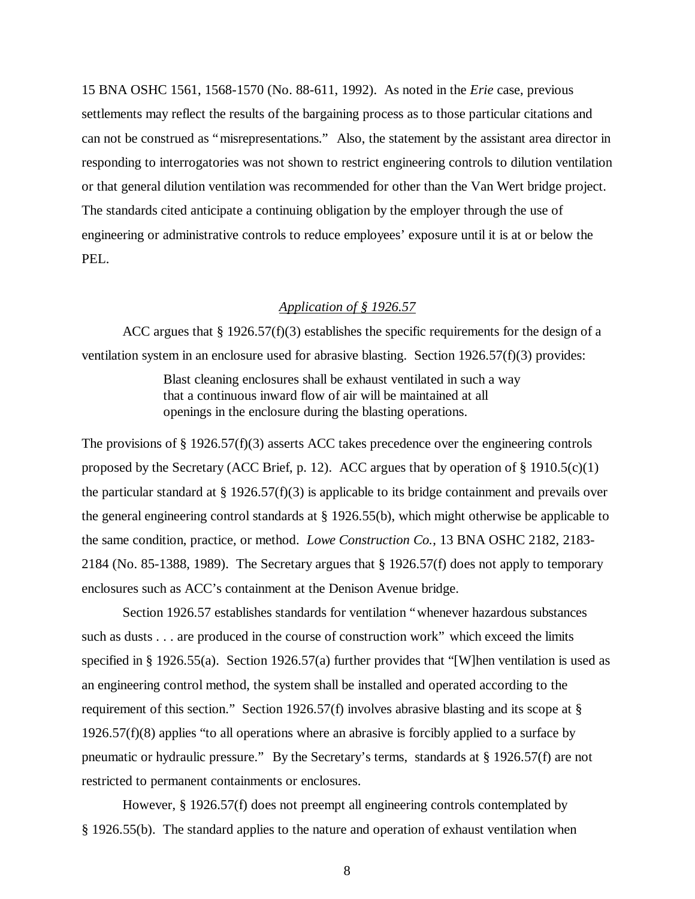15 BNA OSHC 1561, 1568-1570 (No. 88-611, 1992). As noted in the *Erie* case, previous settlements may reflect the results of the bargaining process as to those particular citations and can not be construed as "misrepresentations." Also, the statement by the assistant area director in responding to interrogatories was not shown to restrict engineering controls to dilution ventilation or that general dilution ventilation was recommended for other than the Van Wert bridge project. The standards cited anticipate a continuing obligation by the employer through the use of engineering or administrative controls to reduce employees' exposure until it is at or below the PEL.

### *Application of § 1926.57*

ACC argues that § 1926.57(f)(3) establishes the specific requirements for the design of a ventilation system in an enclosure used for abrasive blasting. Section 1926.57(f)(3) provides:

> Blast cleaning enclosures shall be exhaust ventilated in such a way that a continuous inward flow of air will be maintained at all openings in the enclosure during the blasting operations.

The provisions of § 1926.57(f)(3) asserts ACC takes precedence over the engineering controls proposed by the Secretary (ACC Brief, p. 12). ACC argues that by operation of § 1910.5(c)(1) the particular standard at § 1926.57(f)(3) is applicable to its bridge containment and prevails over the general engineering control standards at § 1926.55(b), which might otherwise be applicable to the same condition, practice, or method. *Lowe Construction Co.*, 13 BNA OSHC 2182, 2183-2184 (No. 85-1388, 1989). The Secretary argues that § 1926.57(f) does not apply to temporary enclosures such as ACC's containment at the Denison Avenue bridge.

Section 1926.57 establishes standards for ventilation "whenever hazardous substances such as dusts . . . are produced in the course of construction work" which exceed the limits specified in § 1926.55(a). Section 1926.57(a) further provides that "[W]hen ventilation is used as an engineering control method, the system shall be installed and operated according to the requirement of this section." Section 1926.57(f) involves abrasive blasting and its scope at § 1926.57(f)(8) applies "to all operations where an abrasive is forcibly applied to a surface by pneumatic or hydraulic pressure." By the Secretary's terms, standards at § 1926.57(f) are not restricted to permanent containments or enclosures.

However, § 1926.57(f) does not preempt all engineering controls contemplated by § 1926.55(b). The standard applies to the nature and operation of exhaust ventilation when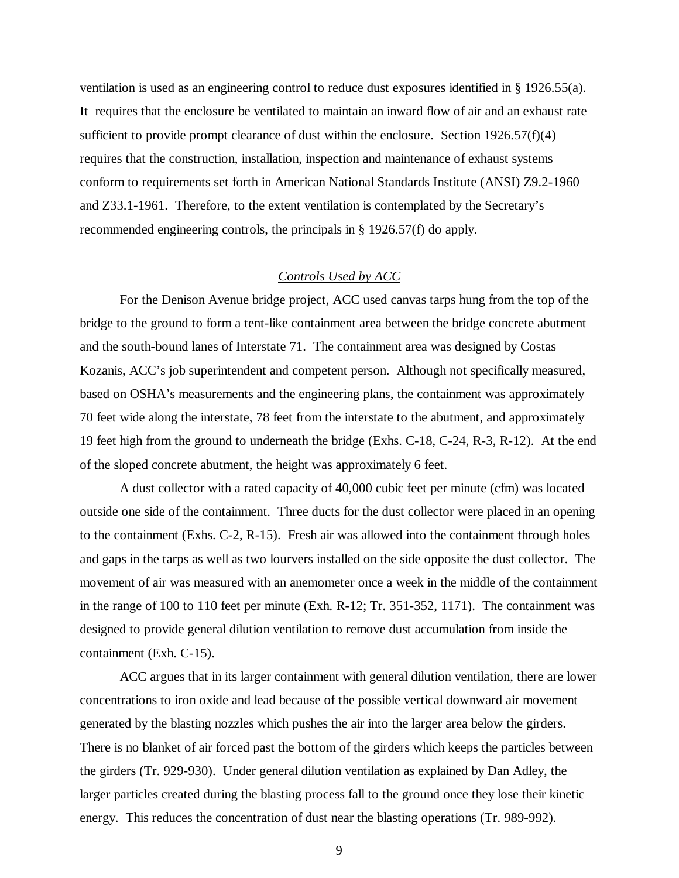ventilation is used as an engineering control to reduce dust exposures identified in § 1926.55(a). It requires that the enclosure be ventilated to maintain an inward flow of air and an exhaust rate sufficient to provide prompt clearance of dust within the enclosure. Section 1926.57(f)(4) requires that the construction, installation, inspection and maintenance of exhaust systems conform to requirements set forth in American National Standards Institute (ANSI) Z9.2-1960 and Z33.1-1961. Therefore, to the extent ventilation is contemplated by the Secretary's recommended engineering controls, the principals in § 1926.57(f) do apply.

### _Controls Used by ACC_

For the Denison Avenue bridge project, ACC used canvas tarps hung from the top of the bridge to the ground to form a tent-like containment area between the bridge concrete abutment and the south-bound lanes of Interstate 71. The containment area was designed by Costas Kozanis, ACC's job superintendent and competent person. Although not specifically measured, based on OSHA's measurements and the engineering plans, the containment was approximately 70 feet wide along the interstate, 78 feet from the interstate to the abutment, and approximately 19 feet high from the ground to underneath the bridge (Exhs. C-18, C-24, R-3, R-12). At the end of the sloped concrete abutment, the height was approximately 6 feet.

A dust collector with a rated capacity of 40,000 cubic feet per minute (cfm) was located outside one side of the containment. Three ducts for the dust collector were placed in an opening to the containment (Exhs. C-2, R-15). Fresh air was allowed into the containment through holes and gaps in the tarps as well as two lourvers installed on the side opposite the dust collector. The movement of air was measured with an anemometer once a week in the middle of the containment in the range of 100 to 110 feet per minute (Exh. R-12; Tr. 351-352, 1171). The containment was designed to provide general dilution ventilation to remove dust accumulation from inside the containment (Exh. C-15).

ACC argues that in its larger containment with general dilution ventilation, there are lower concentrations to iron oxide and lead because of the possible vertical downward air movement generated by the blasting nozzles which pushes the air into the larger area below the girders. There is no blanket of air forced past the bottom of the girders which keeps the particles between the girders (Tr. 929-930). Under general dilution ventilation as explained by Dan Adley, the larger particles created during the blasting process fall to the ground once they lose their kinetic energy. This reduces the concentration of dust near the blasting operations (Tr. 989-992).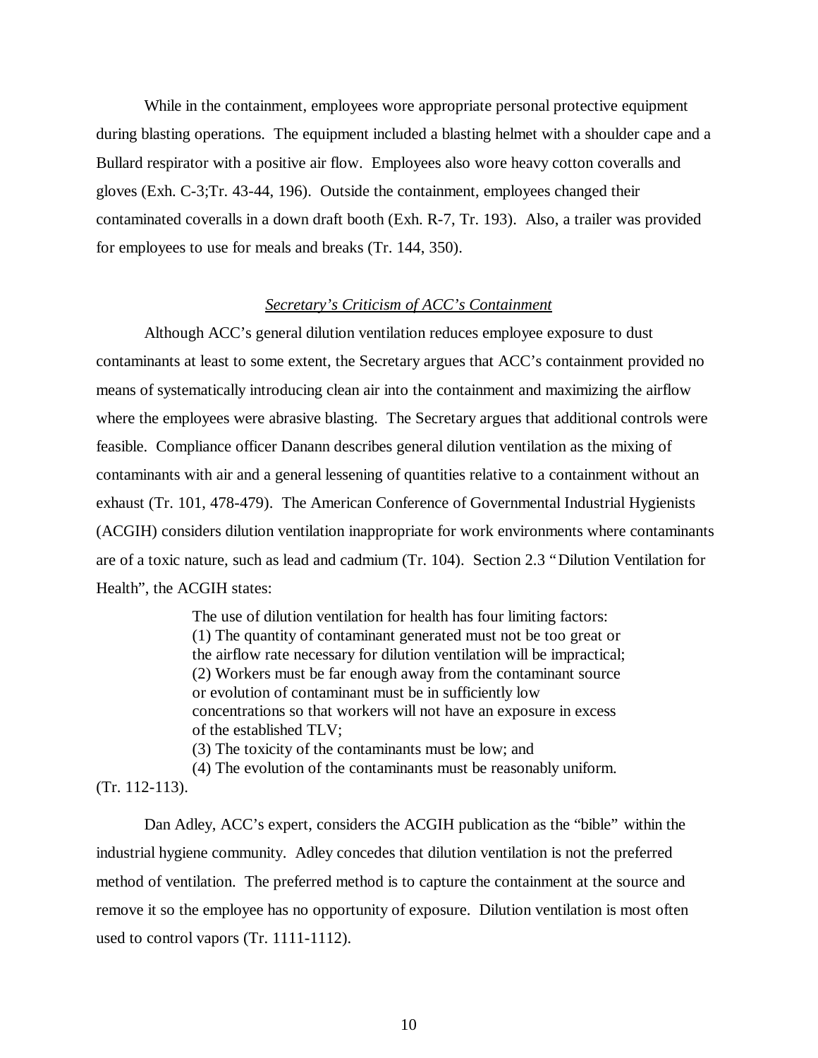While in the containment, employees wore appropriate personal protective equipment during blasting operations. The equipment included a blasting helmet with a shoulder cape and a Bullard respirator with a positive air flow. Employees also wore heavy cotton coveralls and gloves (Exh. C-3;Tr. 43-44, 196). Outside the containment, employees changed their contaminated coveralls in a down draft booth (Exh. R-7, Tr. 193). Also, a trailer was provided for employees to use for meals and breaks (Tr. 144, 350).

### *Secretary's Criticism of ACC's Containment*

Although ACC's general dilution ventilation reduces employee exposure to dust contaminants at least to some extent, the Secretary argues that ACC's containment provided no means of systematically introducing clean air into the containment and maximizing the airflow where the employees were abrasive blasting. The Secretary argues that additional controls were feasible. Compliance officer Danann describes general dilution ventilation as the mixing of contaminants with air and a general lessening of quantities relative to a containment without an exhaust (Tr. 101, 478-479). The American Conference of Governmental Industrial Hygienists (ACGIH) considers dilution ventilation inappropriate for work environments where contaminants are of a toxic nature, such as lead and cadmium (Tr. 104). Section 2.3 "Dilution Ventilation for Health", the ACGIH states:

> The use of dilution ventilation for health has four limiting factors:
> (1) The quantity of contaminant generated must not be too great or the airflow rate necessary for dilution ventilation will be impractical;
> (2) Workers must be far enough away from the contaminant source or evolution of contaminant must be in sufficiently low concentrations so that workers will not have an exposure in excess of the established TLV;
> (3) The toxicity of the contaminants must be low; and
> (4) The evolution of the contaminants must be reasonably uniform.

(Tr. 112-113).

Dan Adley, ACC's expert, considers the ACGIH publication as the "bible" within the industrial hygiene community. Adley concedes that dilution ventilation is not the preferred method of ventilation. The preferred method is to capture the containment at the source and remove it so the employee has no opportunity of exposure. Dilution ventilation is most often used to control vapors (Tr. 1111-1112).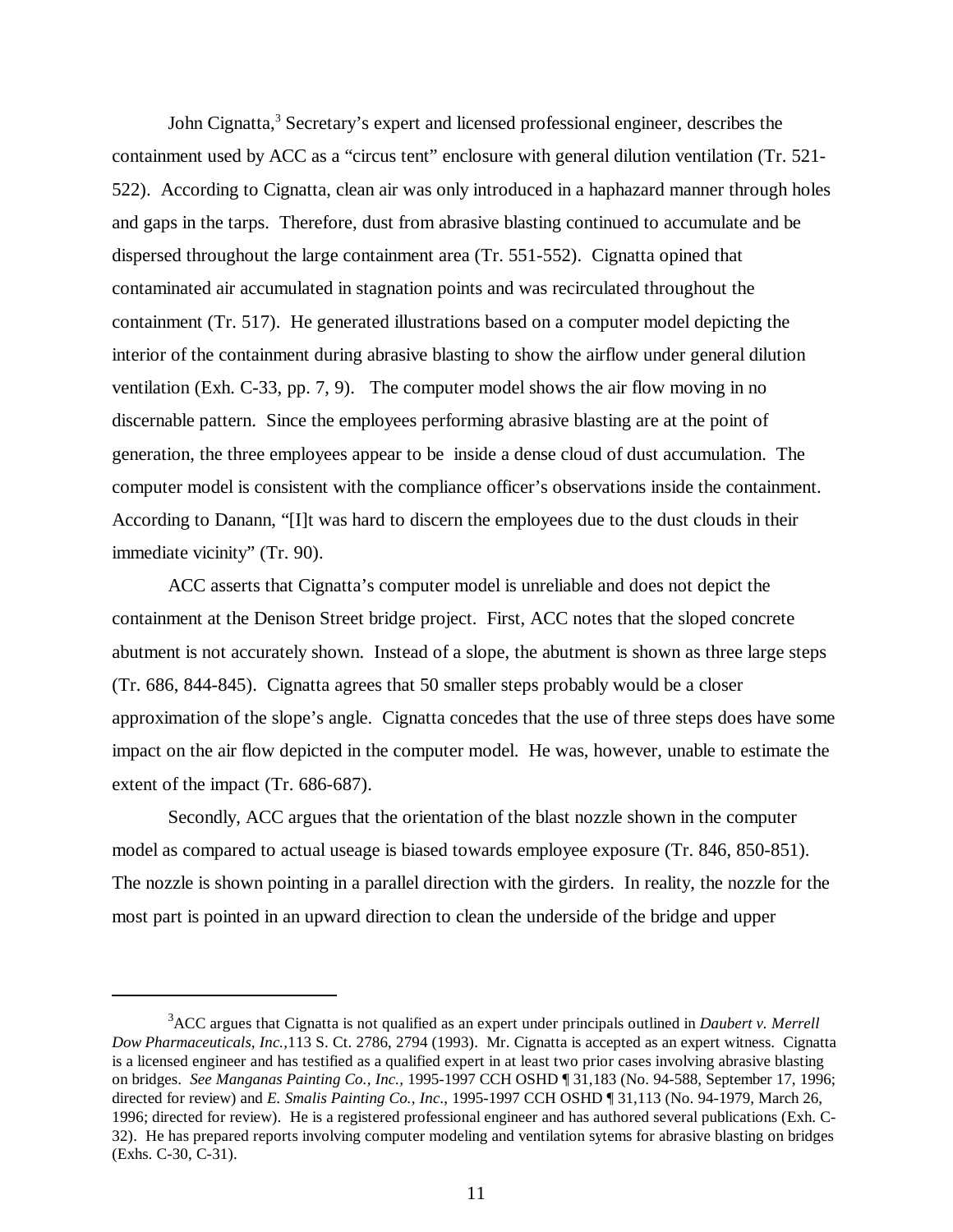John Cignatta,[3] Secretary's expert and licensed professional engineer, describes the containment used by ACC as a "circus tent" enclosure with general dilution ventilation (Tr. 521-522). According to Cignatta, clean air was only introduced in a haphazard manner through holes and gaps in the tarps. Therefore, dust from abrasive blasting continued to accumulate and be dispersed throughout the large containment area (Tr. 551-552). Cignatta opined that contaminated air accumulated in stagnation points and was recirculated throughout the containment (Tr. 517). He generated illustrations based on a computer model depicting the interior of the containment during abrasive blasting to show the airflow under general dilution ventilation (Exh. C-33, pp. 7, 9). The computer model shows the air flow moving in no discernable pattern. Since the employees performing abrasive blasting are at the point of generation, the three employees appear to be inside a dense cloud of dust accumulation. The computer model is consistent with the compliance officer's observations inside the containment. According to Danann, "[I]t was hard to discern the employees due to the dust clouds in their immediate vicinity" (Tr. 90).

ACC asserts that Cignatta's computer model is unreliable and does not depict the containment at the Denison Street bridge project. First, ACC notes that the sloped concrete abutment is not accurately shown. Instead of a slope, the abutment is shown as three large steps (Tr. 686, 844-845). Cignatta agrees that 50 smaller steps probably would be a closer approximation of the slope's angle. Cignatta concedes that the use of three steps does have some impact on the air flow depicted in the computer model. He was, however, unable to estimate the extent of the impact (Tr. 686-687).

Secondly, ACC argues that the orientation of the blast nozzle shown in the computer model as compared to actual useage is biased towards employee exposure (Tr. 846, 850-851). The nozzle is shown pointing in a parallel direction with the girders. In reality, the nozzle for the most part is pointed in an upward direction to clean the underside of the bridge and upper

---

[3] ACC argues that Cignatta is not qualified as an expert under principals outlined in *Daubert v. Merrell Dow Pharmaceuticals, Inc.*,113 S. Ct. 2786, 2794 (1993). Mr. Cignatta is accepted as an expert witness. Cignatta is a licensed engineer and has testified as a qualified expert in at least two prior cases involving abrasive blasting on bridges. *See Manganas Painting Co., Inc.*, 1995-1997 CCH OSHD ¶ 31,183 (No. 94-588, September 17, 1996; directed for review) and *E. Smalis Painting Co., Inc.*, 1995-1997 CCH OSHD ¶ 31,113 (No. 94-1979, March 26, 1996; directed for review). He is a registered professional engineer and has authored several publications (Exh. C-32). He has prepared reports involving computer modeling and ventilation sytems for abrasive blasting on bridges (Exhs. C-30, C-31).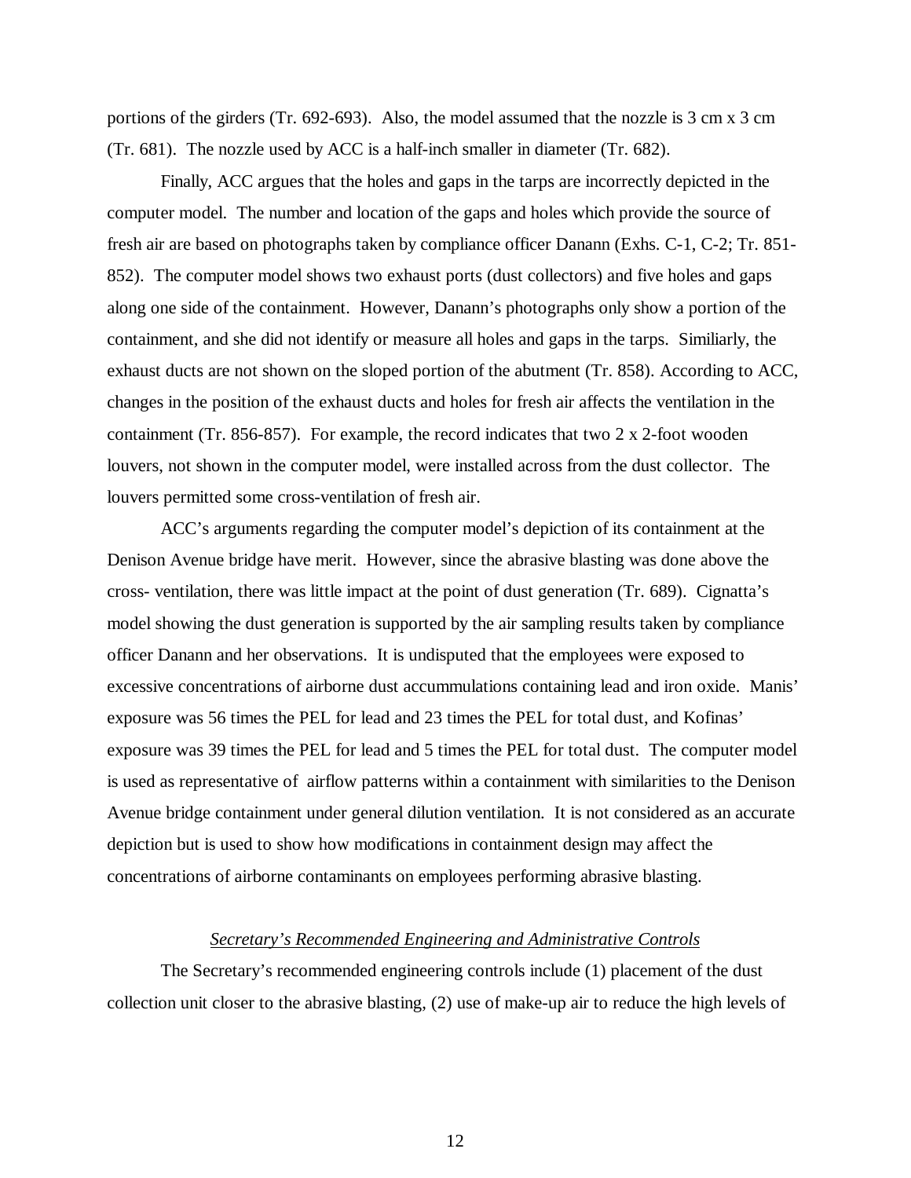portions of the girders (Tr. 692-693). Also, the model assumed that the nozzle is 3 cm x 3 cm (Tr. 681). The nozzle used by ACC is a half-inch smaller in diameter (Tr. 682).

Finally, ACC argues that the holes and gaps in the tarps are incorrectly depicted in the computer model. The number and location of the gaps and holes which provide the source of fresh air are based on photographs taken by compliance officer Danann (Exhs. C-1, C-2; Tr. 851-852). The computer model shows two exhaust ports (dust collectors) and five holes and gaps along one side of the containment. However, Danann's photographs only show a portion of the containment, and she did not identify or measure all holes and gaps in the tarps. Similiarly, the exhaust ducts are not shown on the sloped portion of the abutment (Tr. 858). According to ACC, changes in the position of the exhaust ducts and holes for fresh air affects the ventilation in the containment (Tr. 856-857). For example, the record indicates that two 2 x 2-foot wooden louvers, not shown in the computer model, were installed across from the dust collector. The louvers permitted some cross-ventilation of fresh air.

ACC's arguments regarding the computer model's depiction of its containment at the Denison Avenue bridge have merit. However, since the abrasive blasting was done above the cross- ventilation, there was little impact at the point of dust generation (Tr. 689). Cignatta's model showing the dust generation is supported by the air sampling results taken by compliance officer Danann and her observations. It is undisputed that the employees were exposed to excessive concentrations of airborne dust accummulations containing lead and iron oxide. Manis' exposure was 56 times the PEL for lead and 23 times the PEL for total dust, and Kofinas' exposure was 39 times the PEL for lead and 5 times the PEL for total dust. The computer model is used as representative of airflow patterns within a containment with similarities to the Denison Avenue bridge containment under general dilution ventilation. It is not considered as an accurate depiction but is used to show how modifications in containment design may affect the concentrations of airborne contaminants on employees performing abrasive blasting.

### *Secretary's Recommended Engineering and Administrative Controls*

The Secretary's recommended engineering controls include (1) placement of the dust collection unit closer to the abrasive blasting, (2) use of make-up air to reduce the high levels of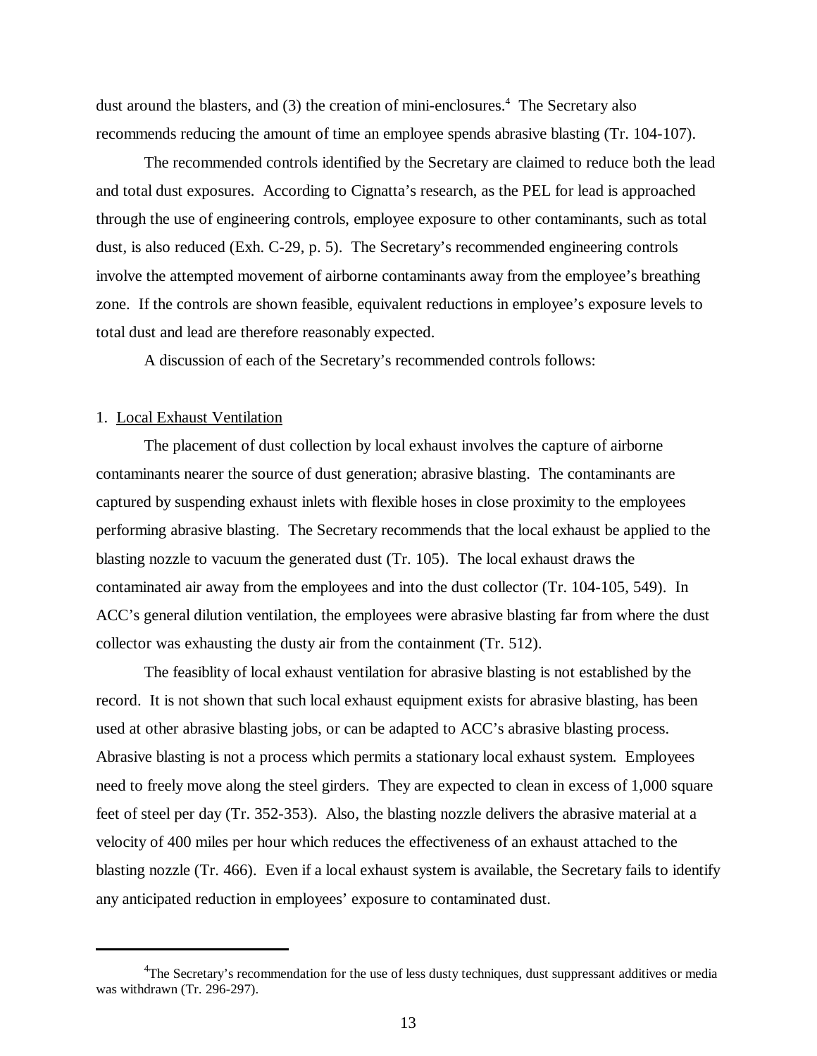dust around the blasters, and (3) the creation of mini-enclosures.[4] The Secretary also recommends reducing the amount of time an employee spends abrasive blasting (Tr. 104-107).

The recommended controls identified by the Secretary are claimed to reduce both the lead and total dust exposures. According to Cignatta's research, as the PEL for lead is approached through the use of engineering controls, employee exposure to other contaminants, such as total dust, is also reduced (Exh. C-29, p. 5). The Secretary's recommended engineering controls involve the attempted movement of airborne contaminants away from the employee's breathing zone. If the controls are shown feasible, equivalent reductions in employee's exposure levels to total dust and lead are therefore reasonably expected.

A discussion of each of the Secretary's recommended controls follows:

1. Local Exhaust Ventilation

The placement of dust collection by local exhaust involves the capture of airborne contaminants nearer the source of dust generation; abrasive blasting. The contaminants are captured by suspending exhaust inlets with flexible hoses in close proximity to the employees performing abrasive blasting. The Secretary recommends that the local exhaust be applied to the blasting nozzle to vacuum the generated dust (Tr. 105). The local exhaust draws the contaminated air away from the employees and into the dust collector (Tr. 104-105, 549). In ACC's general dilution ventilation, the employees were abrasive blasting far from where the dust collector was exhausting the dusty air from the containment (Tr. 512).

The feasiblity of local exhaust ventilation for abrasive blasting is not established by the record. It is not shown that such local exhaust equipment exists for abrasive blasting, has been used at other abrasive blasting jobs, or can be adapted to ACC's abrasive blasting process. Abrasive blasting is not a process which permits a stationary local exhaust system. Employees need to freely move along the steel girders. They are expected to clean in excess of 1,000 square feet of steel per day (Tr. 352-353). Also, the blasting nozzle delivers the abrasive material at a velocity of 400 miles per hour which reduces the effectiveness of an exhaust attached to the blasting nozzle (Tr. 466). Even if a local exhaust system is available, the Secretary fails to identify any anticipated reduction in employees' exposure to contaminated dust.

[4] The Secretary's recommendation for the use of less dusty techniques, dust suppressant additives or media was withdrawn (Tr. 296-297).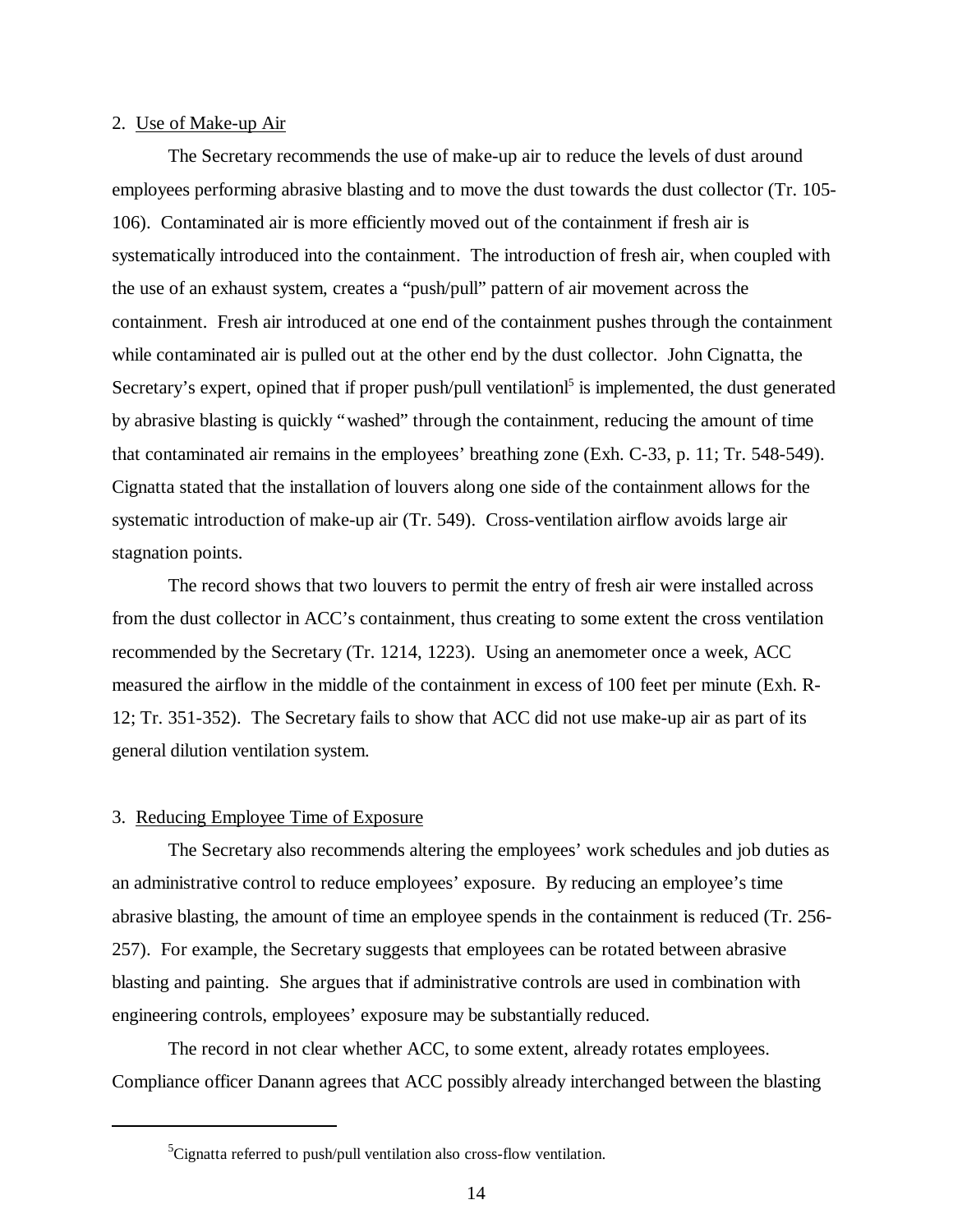2. Use of Make-up Air

The Secretary recommends the use of make-up air to reduce the levels of dust around employees performing abrasive blasting and to move the dust towards the dust collector (Tr. 105-106). Contaminated air is more efficiently moved out of the containment if fresh air is systematically introduced into the containment. The introduction of fresh air, when coupled with the use of an exhaust system, creates a "push/pull" pattern of air movement across the containment. Fresh air introduced at one end of the containment pushes through the containment while contaminated air is pulled out at the other end by the dust collector. John Cignatta, the Secretary's expert, opined that if proper push/pull ventilationl[5] is implemented, the dust generated by abrasive blasting is quickly "washed" through the containment, reducing the amount of time that contaminated air remains in the employees' breathing zone (Exh. C-33, p. 11; Tr. 548-549). Cignatta stated that the installation of louvers along one side of the containment allows for the systematic introduction of make-up air (Tr. 549). Cross-ventilation airflow avoids large air stagnation points.

The record shows that two louvers to permit the entry of fresh air were installed across from the dust collector in ACC's containment, thus creating to some extent the cross ventilation recommended by the Secretary (Tr. 1214, 1223). Using an anemometer once a week, ACC measured the airflow in the middle of the containment in excess of 100 feet per minute (Exh. R-12; Tr. 351-352). The Secretary fails to show that ACC did not use make-up air as part of its general dilution ventilation system.

3. Reducing Employee Time of Exposure

The Secretary also recommends altering the employees' work schedules and job duties as an administrative control to reduce employees' exposure. By reducing an employee's time abrasive blasting, the amount of time an employee spends in the containment is reduced (Tr. 256-257). For example, the Secretary suggests that employees can be rotated between abrasive blasting and painting. She argues that if administrative controls are used in combination with engineering controls, employees' exposure may be substantially reduced.

The record in not clear whether ACC, to some extent, already rotates employees. Compliance officer Danann agrees that ACC possibly already interchanged between the blasting

---

[5] Cignatta referred to push/pull ventilation also cross-flow ventilation.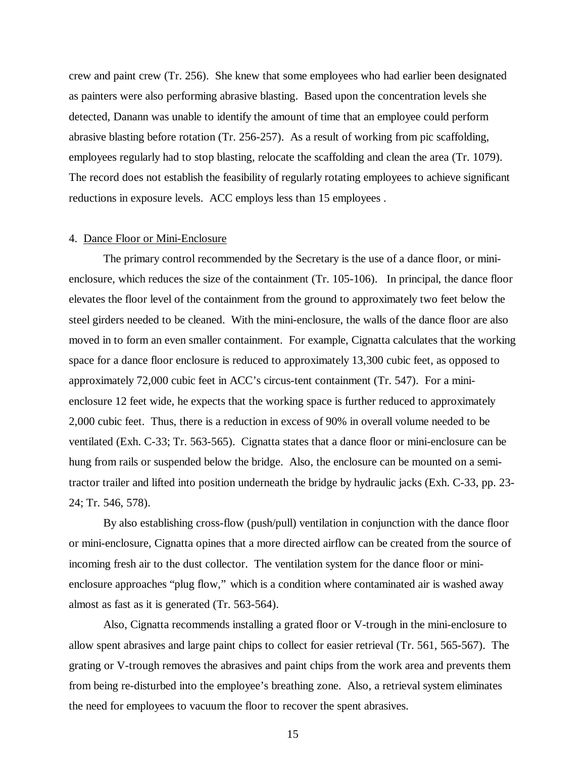crew and paint crew (Tr. 256). She knew that some employees who had earlier been designated as painters were also performing abrasive blasting. Based upon the concentration levels she detected, Danann was unable to identify the amount of time that an employee could perform abrasive blasting before rotation (Tr. 256-257). As a result of working from pic scaffolding, employees regularly had to stop blasting, relocate the scaffolding and clean the area (Tr. 1079). The record does not establish the feasibility of regularly rotating employees to achieve significant reductions in exposure levels. ACC employs less than 15 employees .

4. Dance Floor or Mini-Enclosure

The primary control recommended by the Secretary is the use of a dance floor, or mini-enclosure, which reduces the size of the containment (Tr. 105-106). In principal, the dance floor elevates the floor level of the containment from the ground to approximately two feet below the steel girders needed to be cleaned. With the mini-enclosure, the walls of the dance floor are also moved in to form an even smaller containment. For example, Cignatta calculates that the working space for a dance floor enclosure is reduced to approximately 13,300 cubic feet, as opposed to approximately 72,000 cubic feet in ACC's circus-tent containment (Tr. 547). For a mini-enclosure 12 feet wide, he expects that the working space is further reduced to approximately 2,000 cubic feet. Thus, there is a reduction in excess of 90% in overall volume needed to be ventilated (Exh. C-33; Tr. 563-565). Cignatta states that a dance floor or mini-enclosure can be hung from rails or suspended below the bridge. Also, the enclosure can be mounted on a semi-tractor trailer and lifted into position underneath the bridge by hydraulic jacks (Exh. C-33, pp. 23-24; Tr. 546, 578).

By also establishing cross-flow (push/pull) ventilation in conjunction with the dance floor or mini-enclosure, Cignatta opines that a more directed airflow can be created from the source of incoming fresh air to the dust collector. The ventilation system for the dance floor or mini-enclosure approaches "plug flow," which is a condition where contaminated air is washed away almost as fast as it is generated (Tr. 563-564).

Also, Cignatta recommends installing a grated floor or V-trough in the mini-enclosure to allow spent abrasives and large paint chips to collect for easier retrieval (Tr. 561, 565-567). The grating or V-trough removes the abrasives and paint chips from the work area and prevents them from being re-disturbed into the employee's breathing zone. Also, a retrieval system eliminates the need for employees to vacuum the floor to recover the spent abrasives.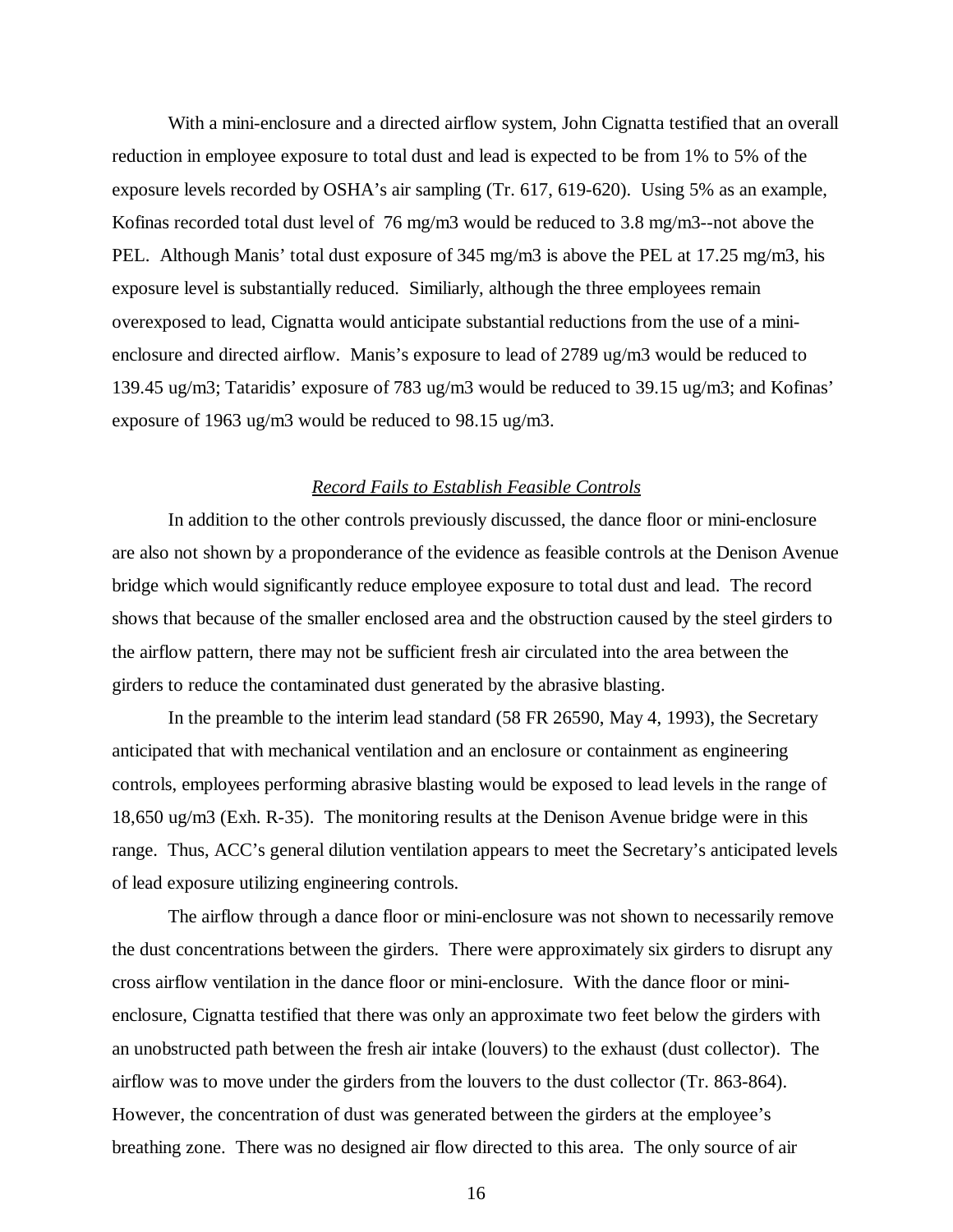With a mini-enclosure and a directed airflow system, John Cignatta testified that an overall reduction in employee exposure to total dust and lead is expected to be from 1% to 5% of the exposure levels recorded by OSHA's air sampling (Tr. 617, 619-620). Using 5% as an example, Kofinas recorded total dust level of 76 mg/m3 would be reduced to 3.8 mg/m3--not above the PEL. Although Manis' total dust exposure of 345 mg/m3 is above the PEL at 17.25 mg/m3, his exposure level is substantially reduced. Similiarly, although the three employees remain overexposed to lead, Cignatta would anticipate substantial reductions from the use of a mini-enclosure and directed airflow. Manis's exposure to lead of 2789 ug/m3 would be reduced to 139.45 ug/m3; Tataridis' exposure of 783 ug/m3 would be reduced to 39.15 ug/m3; and Kofinas' exposure of 1963 ug/m3 would be reduced to 98.15 ug/m3.

*Record Fails to Establish Feasible Controls*

In addition to the other controls previously discussed, the dance floor or mini-enclosure are also not shown by a proponderance of the evidence as feasible controls at the Denison Avenue bridge which would significantly reduce employee exposure to total dust and lead. The record shows that because of the smaller enclosed area and the obstruction caused by the steel girders to the airflow pattern, there may not be sufficient fresh air circulated into the area between the girders to reduce the contaminated dust generated by the abrasive blasting.

In the preamble to the interim lead standard (58 FR 26590, May 4, 1993), the Secretary anticipated that with mechanical ventilation and an enclosure or containment as engineering controls, employees performing abrasive blasting would be exposed to lead levels in the range of 18,650 ug/m3 (Exh. R-35). The monitoring results at the Denison Avenue bridge were in this range. Thus, ACC's general dilution ventilation appears to meet the Secretary's anticipated levels of lead exposure utilizing engineering controls.

The airflow through a dance floor or mini-enclosure was not shown to necessarily remove the dust concentrations between the girders. There were approximately six girders to disrupt any cross airflow ventilation in the dance floor or mini-enclosure. With the dance floor or mini-enclosure, Cignatta testified that there was only an approximate two feet below the girders with an unobstructed path between the fresh air intake (louvers) to the exhaust (dust collector). The airflow was to move under the girders from the louvers to the dust collector (Tr. 863-864). However, the concentration of dust was generated between the girders at the employee's breathing zone. There was no designed air flow directed to this area. The only source of air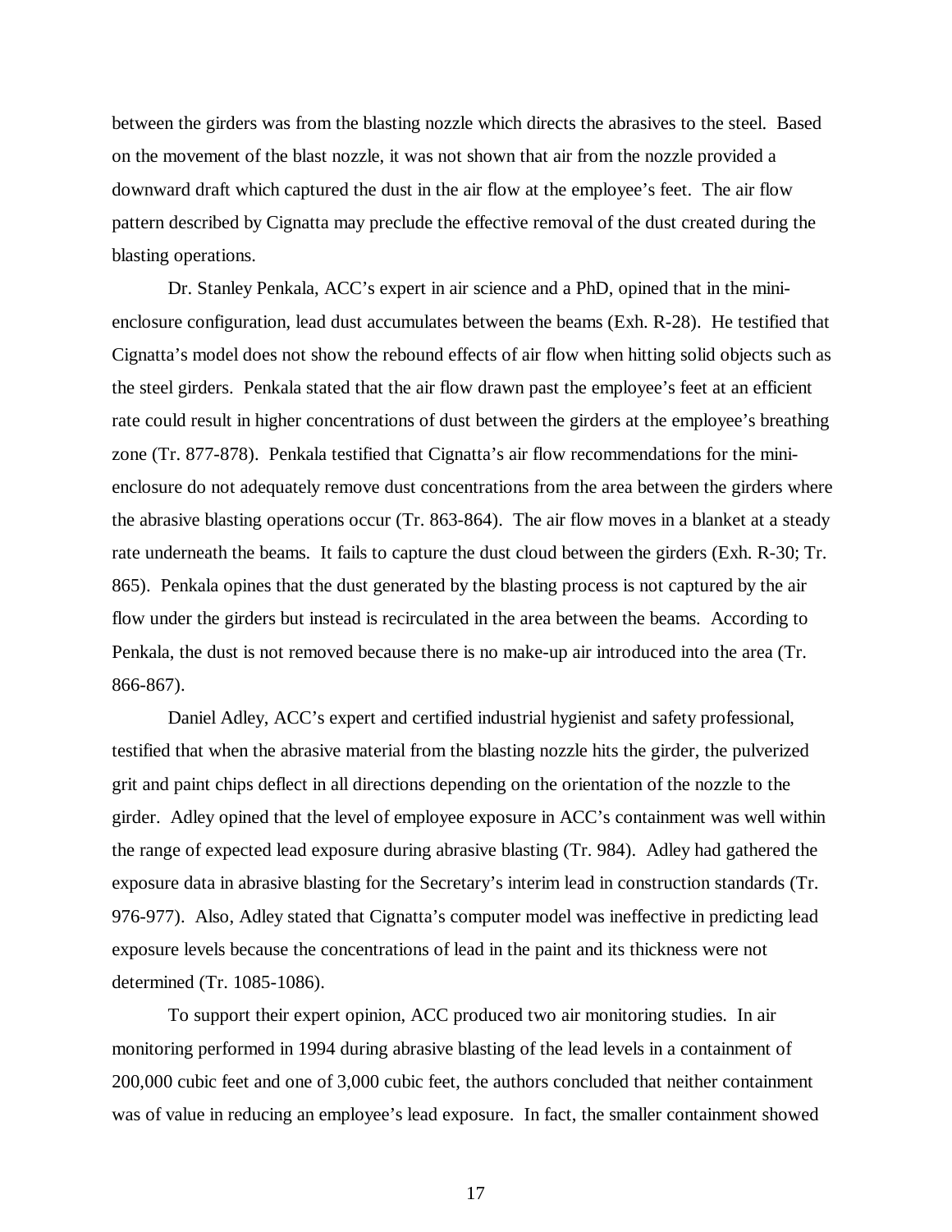between the girders was from the blasting nozzle which directs the abrasives to the steel. Based on the movement of the blast nozzle, it was not shown that air from the nozzle provided a downward draft which captured the dust in the air flow at the employee's feet. The air flow pattern described by Cignatta may preclude the effective removal of the dust created during the blasting operations.

Dr. Stanley Penkala, ACC's expert in air science and a PhD, opined that in the mini-enclosure configuration, lead dust accumulates between the beams (Exh. R-28). He testified that Cignatta's model does not show the rebound effects of air flow when hitting solid objects such as the steel girders. Penkala stated that the air flow drawn past the employee's feet at an efficient rate could result in higher concentrations of dust between the girders at the employee's breathing zone (Tr. 877-878). Penkala testified that Cignatta's air flow recommendations for the mini-enclosure do not adequately remove dust concentrations from the area between the girders where the abrasive blasting operations occur (Tr. 863-864). The air flow moves in a blanket at a steady rate underneath the beams. It fails to capture the dust cloud between the girders (Exh. R-30; Tr. 865). Penkala opines that the dust generated by the blasting process is not captured by the air flow under the girders but instead is recirculated in the area between the beams. According to Penkala, the dust is not removed because there is no make-up air introduced into the area (Tr. 866-867).

Daniel Adley, ACC's expert and certified industrial hygienist and safety professional, testified that when the abrasive material from the blasting nozzle hits the girder, the pulverized grit and paint chips deflect in all directions depending on the orientation of the nozzle to the girder. Adley opined that the level of employee exposure in ACC's containment was well within the range of expected lead exposure during abrasive blasting (Tr. 984). Adley had gathered the exposure data in abrasive blasting for the Secretary's interim lead in construction standards (Tr. 976-977). Also, Adley stated that Cignatta's computer model was ineffective in predicting lead exposure levels because the concentrations of lead in the paint and its thickness were not determined (Tr. 1085-1086).

To support their expert opinion, ACC produced two air monitoring studies. In air monitoring performed in 1994 during abrasive blasting of the lead levels in a containment of 200,000 cubic feet and one of 3,000 cubic feet, the authors concluded that neither containment was of value in reducing an employee's lead exposure. In fact, the smaller containment showed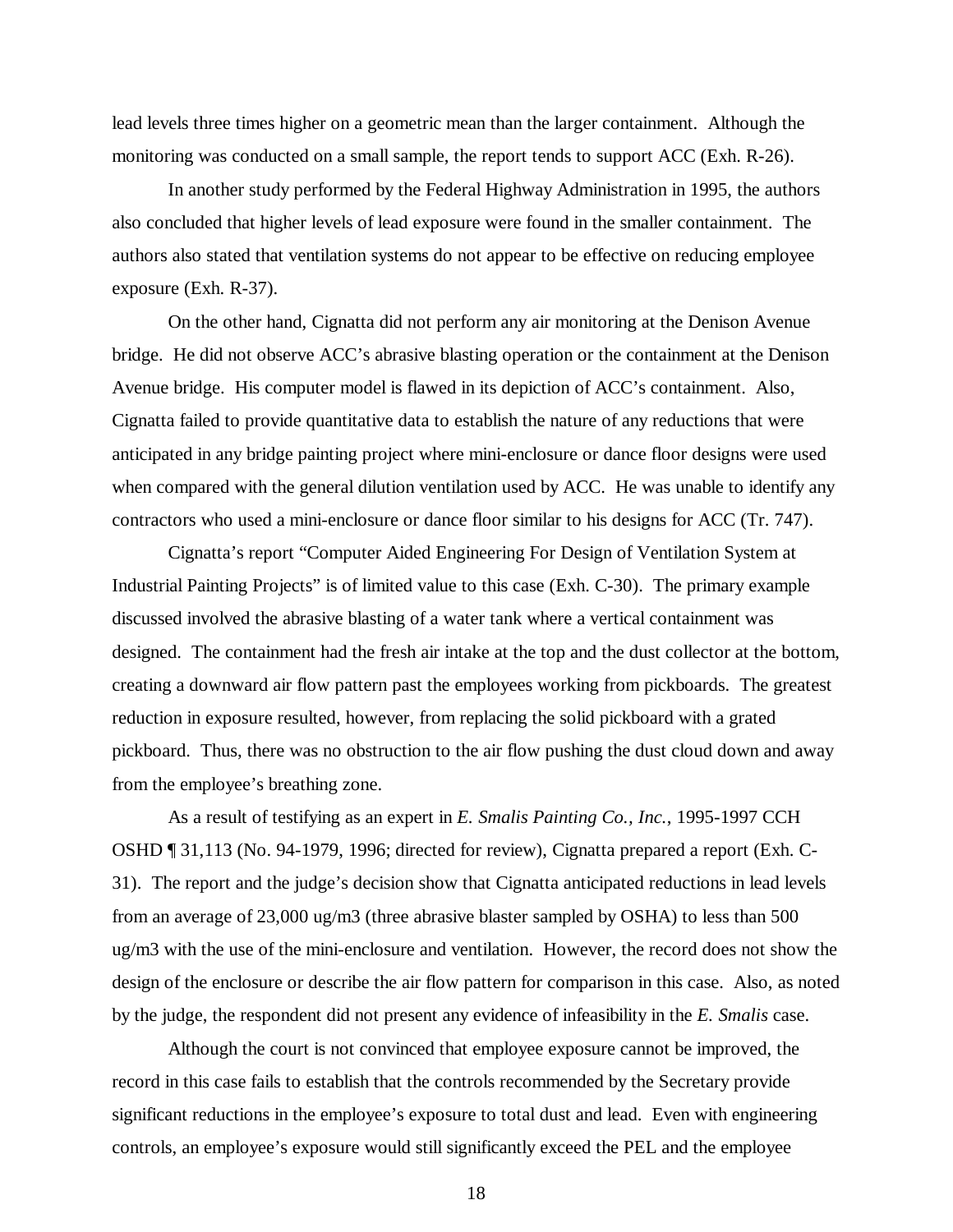lead levels three times higher on a geometric mean than the larger containment. Although the monitoring was conducted on a small sample, the report tends to support ACC (Exh. R-26).

In another study performed by the Federal Highway Administration in 1995, the authors also concluded that higher levels of lead exposure were found in the smaller containment. The authors also stated that ventilation systems do not appear to be effective on reducing employee exposure (Exh. R-37).

On the other hand, Cignatta did not perform any air monitoring at the Denison Avenue bridge. He did not observe ACC's abrasive blasting operation or the containment at the Denison Avenue bridge. His computer model is flawed in its depiction of ACC's containment. Also, Cignatta failed to provide quantitative data to establish the nature of any reductions that were anticipated in any bridge painting project where mini-enclosure or dance floor designs were used when compared with the general dilution ventilation used by ACC. He was unable to identify any contractors who used a mini-enclosure or dance floor similar to his designs for ACC (Tr. 747).

Cignatta's report "Computer Aided Engineering For Design of Ventilation System at Industrial Painting Projects" is of limited value to this case (Exh. C-30). The primary example discussed involved the abrasive blasting of a water tank where a vertical containment was designed. The containment had the fresh air intake at the top and the dust collector at the bottom, creating a downward air flow pattern past the employees working from pickboards. The greatest reduction in exposure resulted, however, from replacing the solid pickboard with a grated pickboard. Thus, there was no obstruction to the air flow pushing the dust cloud down and away from the employee's breathing zone.

As a result of testifying as an expert in *E. Smalis Painting Co., Inc.*, 1995-1997 CCH OSHD ¶ 31,113 (No. 94-1979, 1996; directed for review), Cignatta prepared a report (Exh. C-31). The report and the judge's decision show that Cignatta anticipated reductions in lead levels from an average of 23,000 ug/m3 (three abrasive blaster sampled by OSHA) to less than 500 ug/m3 with the use of the mini-enclosure and ventilation. However, the record does not show the design of the enclosure or describe the air flow pattern for comparison in this case. Also, as noted by the judge, the respondent did not present any evidence of infeasibility in the *E. Smalis* case.

Although the court is not convinced that employee exposure cannot be improved, the record in this case fails to establish that the controls recommended by the Secretary provide significant reductions in the employee's exposure to total dust and lead. Even with engineering controls, an employee's exposure would still significantly exceed the PEL and the employee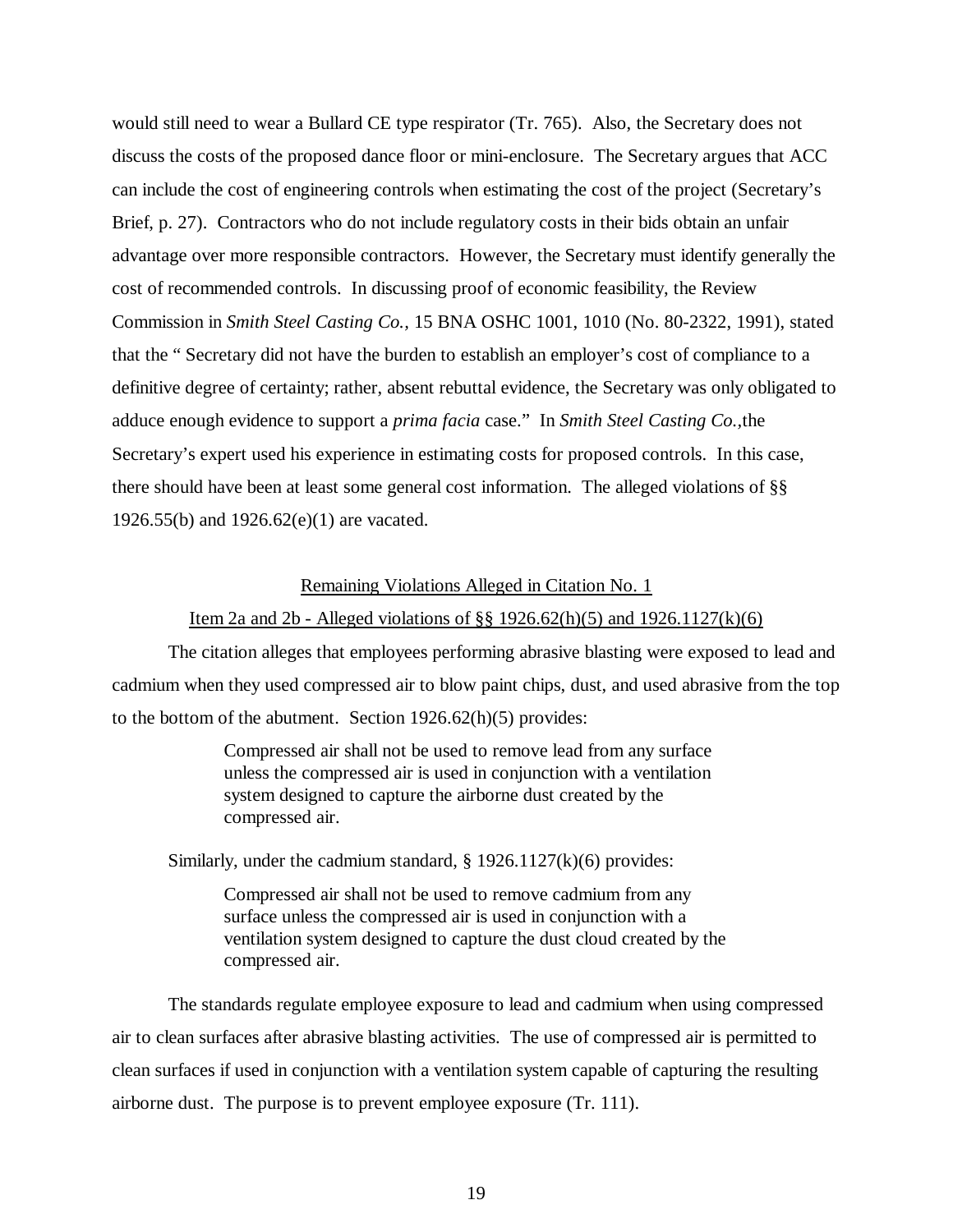would still need to wear a Bullard CE type respirator (Tr. 765). Also, the Secretary does not discuss the costs of the proposed dance floor or mini-enclosure. The Secretary argues that ACC can include the cost of engineering controls when estimating the cost of the project (Secretary's Brief, p. 27). Contractors who do not include regulatory costs in their bids obtain an unfair advantage over more responsible contractors. However, the Secretary must identify generally the cost of recommended controls. In discussing proof of economic feasibility, the Review Commission in *Smith Steel Casting Co.,* 15 BNA OSHC 1001, 1010 (No. 80-2322, 1991), stated that the " Secretary did not have the burden to establish an employer's cost of compliance to a definitive degree of certainty; rather, absent rebuttal evidence, the Secretary was only obligated to adduce enough evidence to support a *prima facia* case." In *Smith Steel Casting Co.,*the Secretary's expert used his experience in estimating costs for proposed controls. In this case, there should have been at least some general cost information. The alleged violations of §§ 1926.55(b) and 1926.62(e)(1) are vacated.

<u>Remaining Violations Alleged in Citation No. 1</u>

<u>Item 2a and 2b - Alleged violations of §§ 1926.62(h)(5) and 1926.1127(k)(6)</u>

The citation alleges that employees performing abrasive blasting were exposed to lead and cadmium when they used compressed air to blow paint chips, dust, and used abrasive from the top to the bottom of the abutment. Section 1926.62(h)(5) provides:

> Compressed air shall not be used to remove lead from any surface unless the compressed air is used in conjunction with a ventilation system designed to capture the airborne dust created by the compressed air.

Similarly, under the cadmium standard, § 1926.1127(k)(6) provides:

> Compressed air shall not be used to remove cadmium from any surface unless the compressed air is used in conjunction with a ventilation system designed to capture the dust cloud created by the compressed air.

The standards regulate employee exposure to lead and cadmium when using compressed air to clean surfaces after abrasive blasting activities. The use of compressed air is permitted to clean surfaces if used in conjunction with a ventilation system capable of capturing the resulting airborne dust. The purpose is to prevent employee exposure (Tr. 111).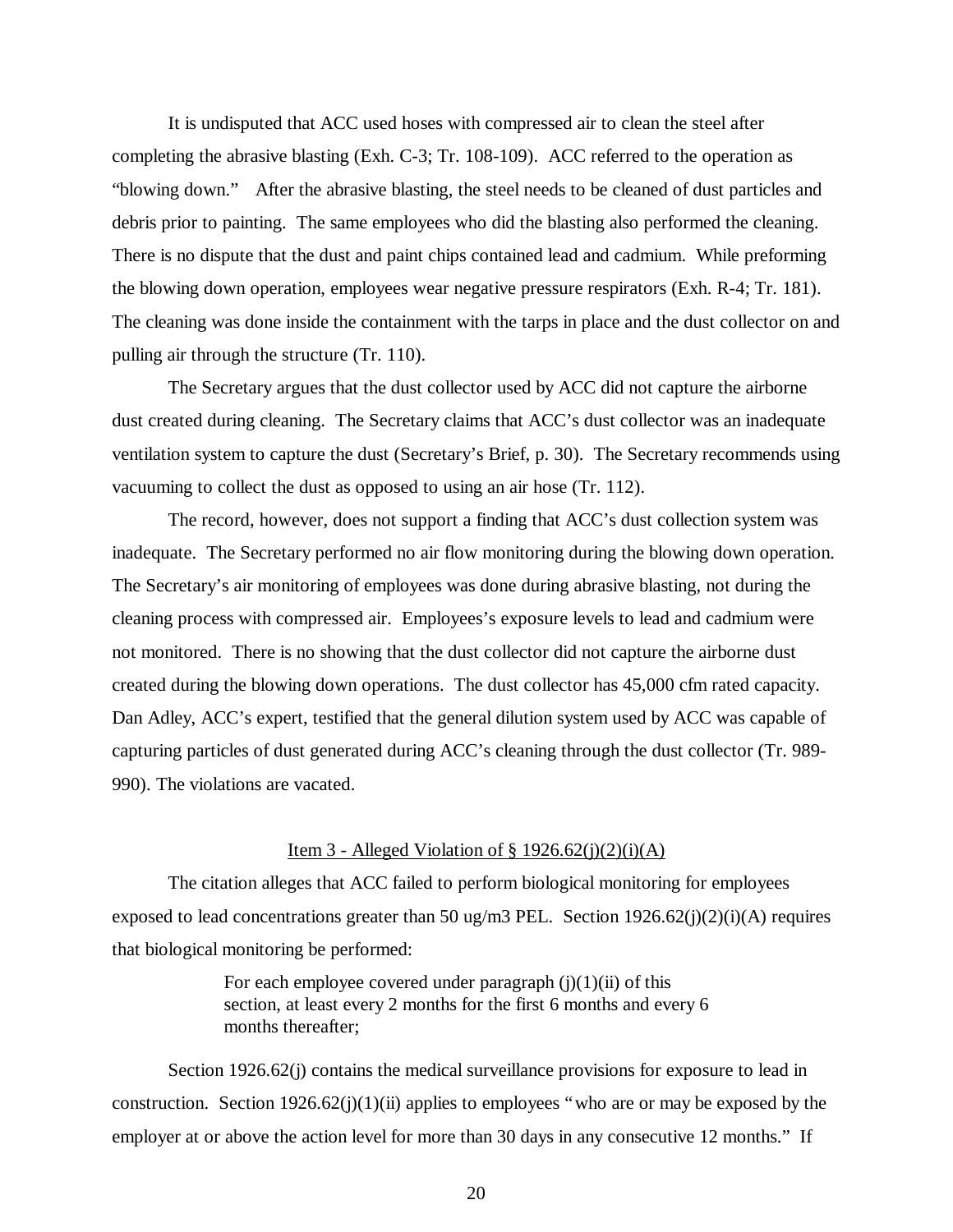It is undisputed that ACC used hoses with compressed air to clean the steel after completing the abrasive blasting (Exh. C-3; Tr. 108-109). ACC referred to the operation as "blowing down." After the abrasive blasting, the steel needs to be cleaned of dust particles and debris prior to painting. The same employees who did the blasting also performed the cleaning. There is no dispute that the dust and paint chips contained lead and cadmium. While preforming the blowing down operation, employees wear negative pressure respirators (Exh. R-4; Tr. 181). The cleaning was done inside the containment with the tarps in place and the dust collector on and pulling air through the structure (Tr. 110).

The Secretary argues that the dust collector used by ACC did not capture the airborne dust created during cleaning. The Secretary claims that ACC's dust collector was an inadequate ventilation system to capture the dust (Secretary's Brief, p. 30). The Secretary recommends using vacuuming to collect the dust as opposed to using an air hose (Tr. 112).

The record, however, does not support a finding that ACC's dust collection system was inadequate. The Secretary performed no air flow monitoring during the blowing down operation. The Secretary's air monitoring of employees was done during abrasive blasting, not during the cleaning process with compressed air. Employees's exposure levels to lead and cadmium were not monitored. There is no showing that the dust collector did not capture the airborne dust created during the blowing down operations. The dust collector has 45,000 cfm rated capacity. Dan Adley, ACC's expert, testified that the general dilution system used by ACC was capable of capturing particles of dust generated during ACC's cleaning through the dust collector (Tr. 989-990). The violations are vacated.

<u>Item 3 - Alleged Violation of § 1926.62(j)(2)(i)(A)</u>

The citation alleges that ACC failed to perform biological monitoring for employees exposed to lead concentrations greater than 50 ug/m3 PEL. Section 1926.62(j)(2)(i)(A) requires that biological monitoring be performed:

> For each employee covered under paragraph (j)(1)(ii) of this section, at least every 2 months for the first 6 months and every 6 months thereafter;

Section 1926.62(j) contains the medical surveillance provisions for exposure to lead in construction. Section 1926.62(j)(1)(ii) applies to employees "who are or may be exposed by the employer at or above the action level for more than 30 days in any consecutive 12 months." If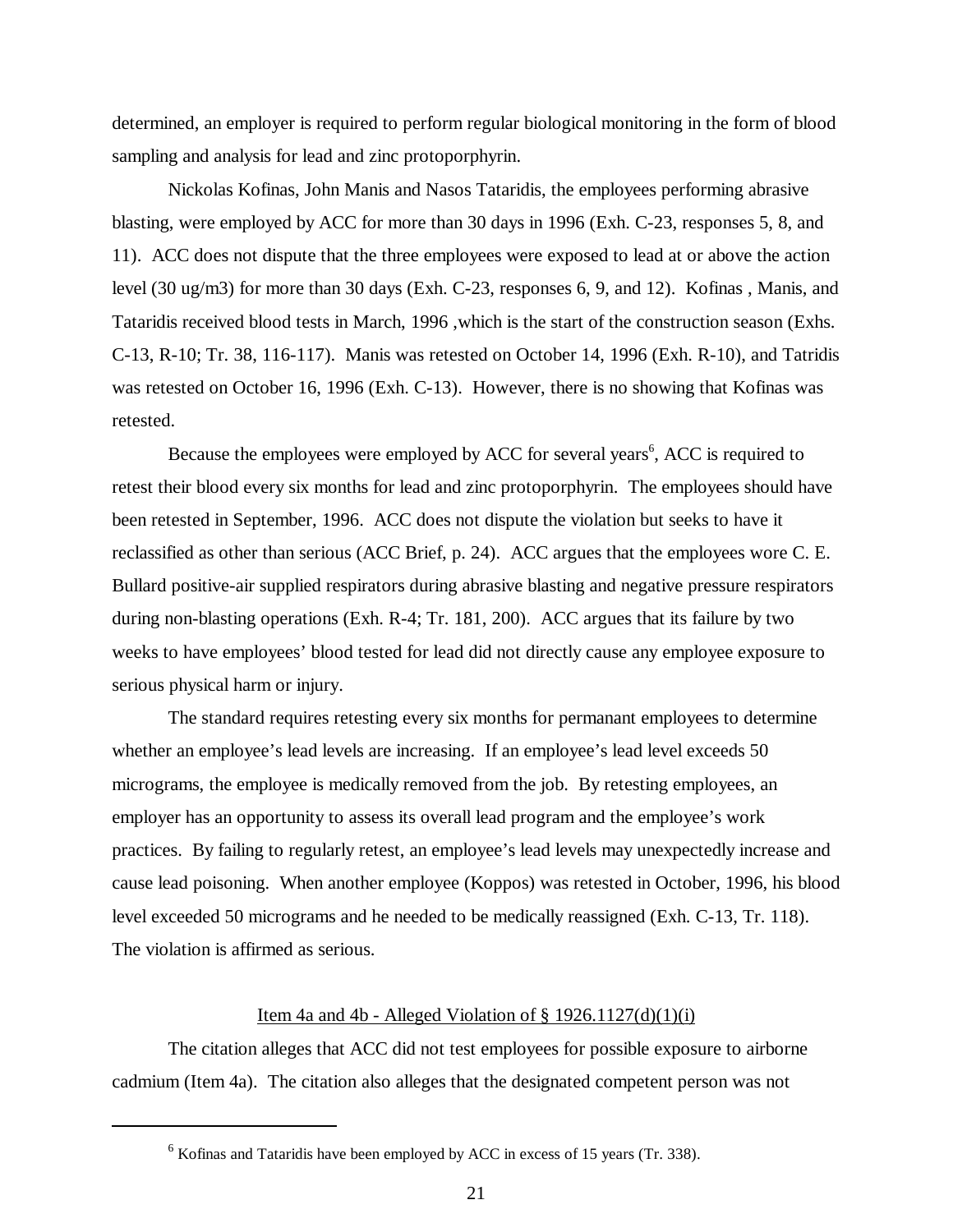determined, an employer is required to perform regular biological monitoring in the form of blood sampling and analysis for lead and zinc protoporphyrin.

Nickolas Kofinas, John Manis and Nasos Tataridis, the employees performing abrasive blasting, were employed by ACC for more than 30 days in 1996 (Exh. C-23, responses 5, 8, and 11). ACC does not dispute that the three employees were exposed to lead at or above the action level (30 ug/m3) for more than 30 days (Exh. C-23, responses 6, 9, and 12). Kofinas , Manis, and Tataridis received blood tests in March, 1996 ,which is the start of the construction season (Exhs. C-13, R-10; Tr. 38, 116-117). Manis was retested on October 14, 1996 (Exh. R-10), and Tatridis was retested on October 16, 1996 (Exh. C-13). However, there is no showing that Kofinas was retested.

Because the employees were employed by ACC for several years[6], ACC is required to retest their blood every six months for lead and zinc protoporphyrin. The employees should have been retested in September, 1996. ACC does not dispute the violation but seeks to have it reclassified as other than serious (ACC Brief, p. 24). ACC argues that the employees wore C. E. Bullard positive-air supplied respirators during abrasive blasting and negative pressure respirators during non-blasting operations (Exh. R-4; Tr. 181, 200). ACC argues that its failure by two weeks to have employees' blood tested for lead did not directly cause any employee exposure to serious physical harm or injury.

The standard requires retesting every six months for permanant employees to determine whether an employee's lead levels are increasing. If an employee's lead level exceeds 50 micrograms, the employee is medically removed from the job. By retesting employees, an employer has an opportunity to assess its overall lead program and the employee's work practices. By failing to regularly retest, an employee's lead levels may unexpectedly increase and cause lead poisoning. When another employee (Koppos) was retested in October, 1996, his blood level exceeded 50 micrograms and he needed to be medically reassigned (Exh. C-13, Tr. 118). The violation is affirmed as serious.

Item 4a and 4b - Alleged Violation of § 1926.1127(d)(1)(i)

The citation alleges that ACC did not test employees for possible exposure to airborne cadmium (Item 4a). The citation also alleges that the designated competent person was not

[6] Kofinas and Tataridis have been employed by ACC in excess of 15 years (Tr. 338).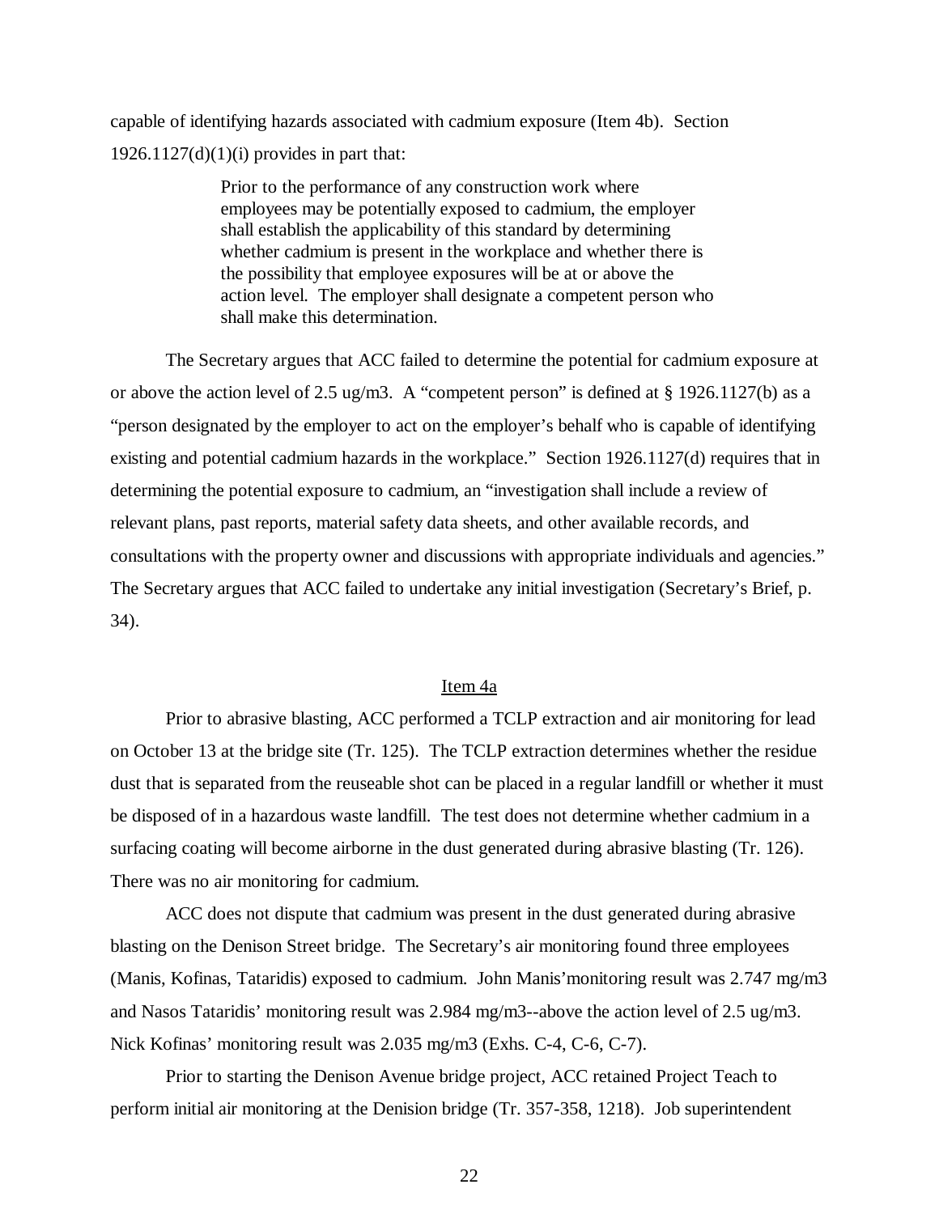capable of identifying hazards associated with cadmium exposure (Item 4b). Section 1926.1127(d)(1)(i) provides in part that:

> Prior to the performance of any construction work where employees may be potentially exposed to cadmium, the employer shall establish the applicability of this standard by determining whether cadmium is present in the workplace and whether there is the possibility that employee exposures will be at or above the action level. The employer shall designate a competent person who shall make this determination.

The Secretary argues that ACC failed to determine the potential for cadmium exposure at or above the action level of 2.5 ug/m3. A "competent person" is defined at § 1926.1127(b) as a "person designated by the employer to act on the employer's behalf who is capable of identifying existing and potential cadmium hazards in the workplace." Section 1926.1127(d) requires that in determining the potential exposure to cadmium, an "investigation shall include a review of relevant plans, past reports, material safety data sheets, and other available records, and consultations with the property owner and discussions with appropriate individuals and agencies." The Secretary argues that ACC failed to undertake any initial investigation (Secretary's Brief, p. 34).

Item 4a

Prior to abrasive blasting, ACC performed a TCLP extraction and air monitoring for lead on October 13 at the bridge site (Tr. 125). The TCLP extraction determines whether the residue dust that is separated from the reuseable shot can be placed in a regular landfill or whether it must be disposed of in a hazardous waste landfill. The test does not determine whether cadmium in a surfacing coating will become airborne in the dust generated during abrasive blasting (Tr. 126). There was no air monitoring for cadmium.

ACC does not dispute that cadmium was present in the dust generated during abrasive blasting on the Denison Street bridge. The Secretary's air monitoring found three employees (Manis, Kofinas, Tataridis) exposed to cadmium. John Manis'monitoring result was 2.747 mg/m3 and Nasos Tataridis' monitoring result was 2.984 mg/m3--above the action level of 2.5 ug/m3. Nick Kofinas' monitoring result was 2.035 mg/m3 (Exhs. C-4, C-6, C-7).

Prior to starting the Denison Avenue bridge project, ACC retained Project Teach to perform initial air monitoring at the Denision bridge (Tr. 357-358, 1218). Job superintendent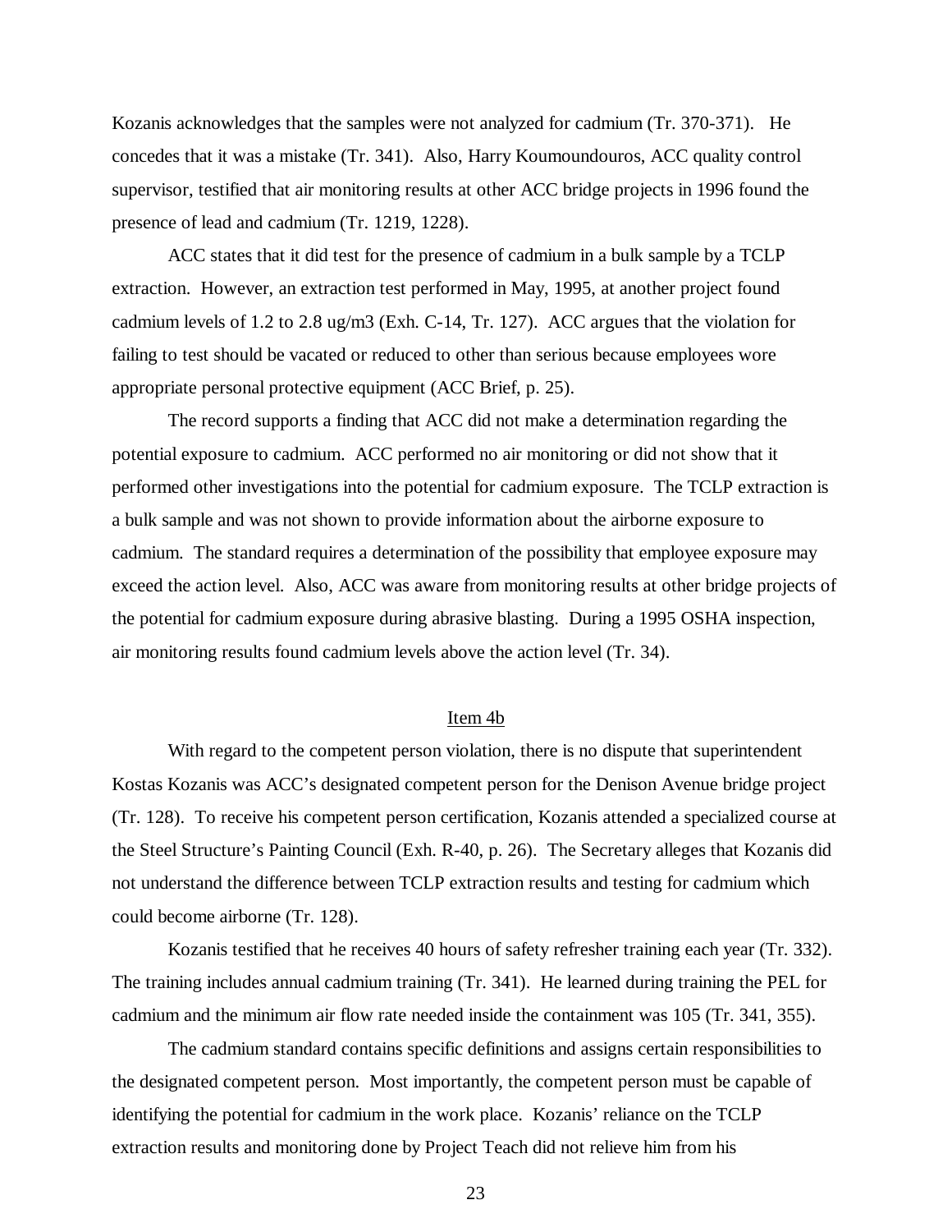Kozanis acknowledges that the samples were not analyzed for cadmium (Tr. 370-371). He concedes that it was a mistake (Tr. 341). Also, Harry Koumoundouros, ACC quality control supervisor, testified that air monitoring results at other ACC bridge projects in 1996 found the presence of lead and cadmium (Tr. 1219, 1228).

ACC states that it did test for the presence of cadmium in a bulk sample by a TCLP extraction. However, an extraction test performed in May, 1995, at another project found cadmium levels of 1.2 to 2.8 ug/m3 (Exh. C-14, Tr. 127). ACC argues that the violation for failing to test should be vacated or reduced to other than serious because employees wore appropriate personal protective equipment (ACC Brief, p. 25).

The record supports a finding that ACC did not make a determination regarding the potential exposure to cadmium. ACC performed no air monitoring or did not show that it performed other investigations into the potential for cadmium exposure. The TCLP extraction is a bulk sample and was not shown to provide information about the airborne exposure to cadmium. The standard requires a determination of the possibility that employee exposure may exceed the action level. Also, ACC was aware from monitoring results at other bridge projects of the potential for cadmium exposure during abrasive blasting. During a 1995 OSHA inspection, air monitoring results found cadmium levels above the action level (Tr. 34).

### Item 4b

With regard to the competent person violation, there is no dispute that superintendent Kostas Kozanis was ACC's designated competent person for the Denison Avenue bridge project (Tr. 128). To receive his competent person certification, Kozanis attended a specialized course at the Steel Structure's Painting Council (Exh. R-40, p. 26). The Secretary alleges that Kozanis did not understand the difference between TCLP extraction results and testing for cadmium which could become airborne (Tr. 128).

Kozanis testified that he receives 40 hours of safety refresher training each year (Tr. 332). The training includes annual cadmium training (Tr. 341). He learned during training the PEL for cadmium and the minimum air flow rate needed inside the containment was 105 (Tr. 341, 355).

The cadmium standard contains specific definitions and assigns certain responsibilities to the designated competent person. Most importantly, the competent person must be capable of identifying the potential for cadmium in the work place. Kozanis' reliance on the TCLP extraction results and monitoring done by Project Teach did not relieve him from his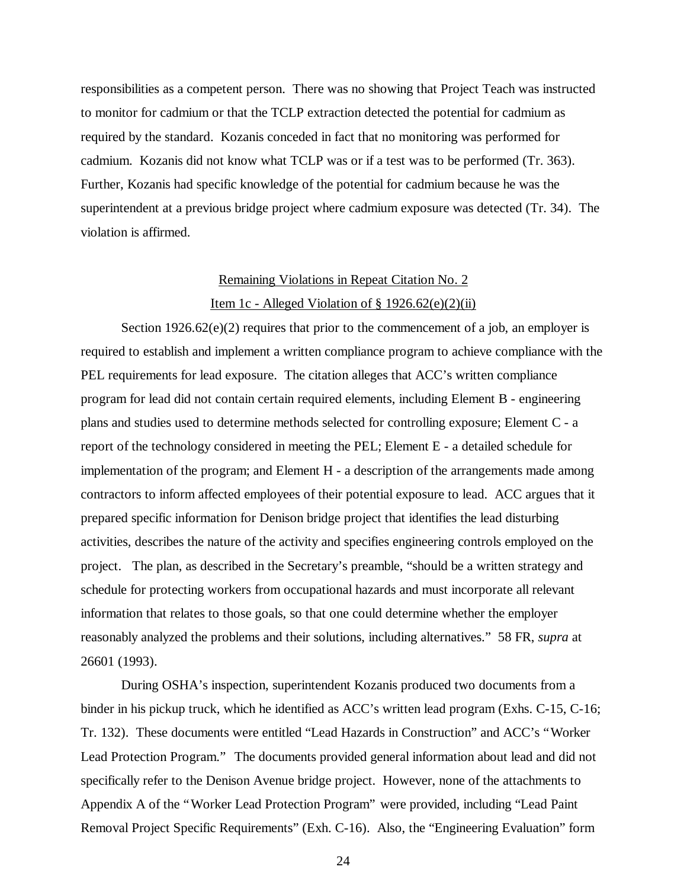responsibilities as a competent person. There was no showing that Project Teach was instructed to monitor for cadmium or that the TCLP extraction detected the potential for cadmium as required by the standard. Kozanis conceded in fact that no monitoring was performed for cadmium. Kozanis did not know what TCLP was or if a test was to be performed (Tr. 363). Further, Kozanis had specific knowledge of the potential for cadmium because he was the superintendent at a previous bridge project where cadmium exposure was detected (Tr. 34). The violation is affirmed.

<u>Remaining Violations in Repeat Citation No. 2</u>

<u>Item 1c - Alleged Violation of § 1926.62(e)(2)(ii)</u>

Section 1926.62(e)(2) requires that prior to the commencement of a job, an employer is required to establish and implement a written compliance program to achieve compliance with the PEL requirements for lead exposure. The citation alleges that ACC's written compliance program for lead did not contain certain required elements, including Element B - engineering plans and studies used to determine methods selected for controlling exposure; Element C - a report of the technology considered in meeting the PEL; Element E - a detailed schedule for implementation of the program; and Element H - a description of the arrangements made among contractors to inform affected employees of their potential exposure to lead. ACC argues that it prepared specific information for Denison bridge project that identifies the lead disturbing activities, describes the nature of the activity and specifies engineering controls employed on the project. The plan, as described in the Secretary's preamble, "should be a written strategy and schedule for protecting workers from occupational hazards and must incorporate all relevant information that relates to those goals, so that one could determine whether the employer reasonably analyzed the problems and their solutions, including alternatives." 58 FR, *supra* at 26601 (1993).

During OSHA's inspection, superintendent Kozanis produced two documents from a binder in his pickup truck, which he identified as ACC's written lead program (Exhs. C-15, C-16; Tr. 132). These documents were entitled "Lead Hazards in Construction" and ACC's "Worker Lead Protection Program." The documents provided general information about lead and did not specifically refer to the Denison Avenue bridge project. However, none of the attachments to Appendix A of the "Worker Lead Protection Program" were provided, including "Lead Paint Removal Project Specific Requirements" (Exh. C-16). Also, the "Engineering Evaluation" form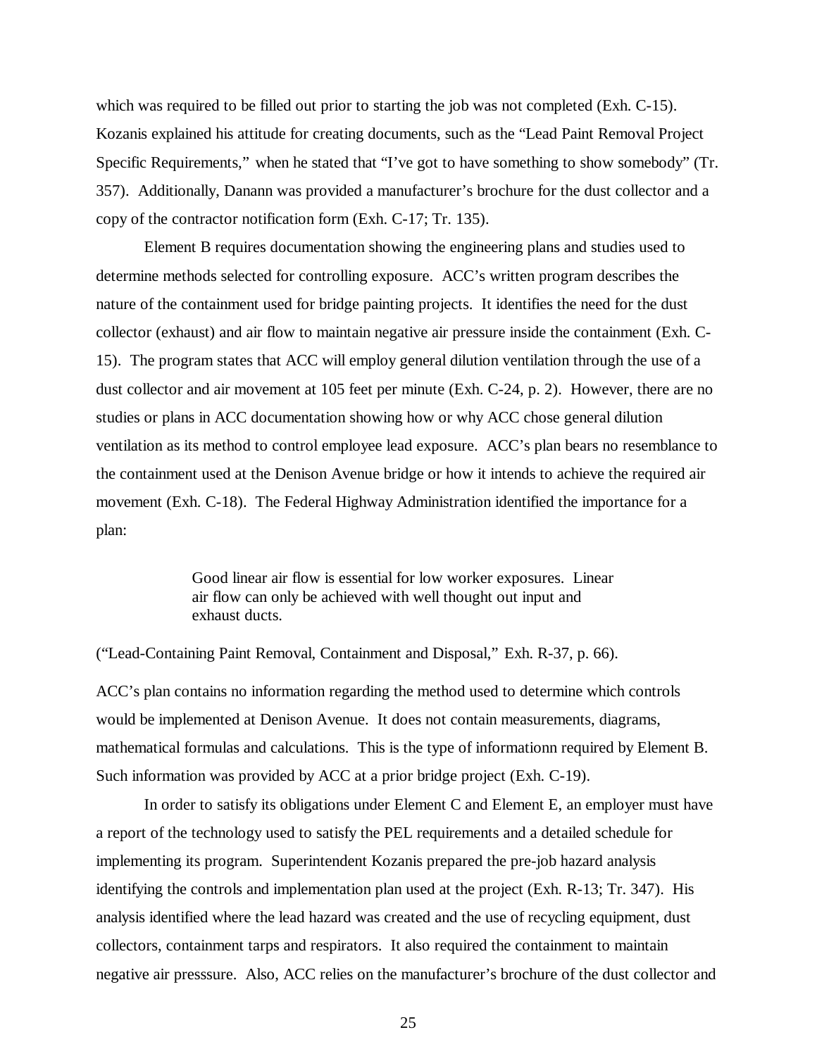which was required to be filled out prior to starting the job was not completed (Exh. C-15). Kozanis explained his attitude for creating documents, such as the "Lead Paint Removal Project Specific Requirements," when he stated that "I've got to have something to show somebody" (Tr. 357). Additionally, Danann was provided a manufacturer's brochure for the dust collector and a copy of the contractor notification form (Exh. C-17; Tr. 135).

Element B requires documentation showing the engineering plans and studies used to determine methods selected for controlling exposure. ACC's written program describes the nature of the containment used for bridge painting projects. It identifies the need for the dust collector (exhaust) and air flow to maintain negative air pressure inside the containment (Exh. C-15). The program states that ACC will employ general dilution ventilation through the use of a dust collector and air movement at 105 feet per minute (Exh. C-24, p. 2). However, there are no studies or plans in ACC documentation showing how or why ACC chose general dilution ventilation as its method to control employee lead exposure. ACC's plan bears no resemblance to the containment used at the Denison Avenue bridge or how it intends to achieve the required air movement (Exh. C-18). The Federal Highway Administration identified the importance for a plan:

> Good linear air flow is essential for low worker exposures. Linear air flow can only be achieved with well thought out input and exhaust ducts.

("Lead-Containing Paint Removal, Containment and Disposal," Exh. R-37, p. 66).

ACC's plan contains no information regarding the method used to determine which controls would be implemented at Denison Avenue. It does not contain measurements, diagrams, mathematical formulas and calculations. This is the type of informationn required by Element B. Such information was provided by ACC at a prior bridge project (Exh. C-19).

In order to satisfy its obligations under Element C and Element E, an employer must have a report of the technology used to satisfy the PEL requirements and a detailed schedule for implementing its program. Superintendent Kozanis prepared the pre-job hazard analysis identifying the controls and implementation plan used at the project (Exh. R-13; Tr. 347). His analysis identified where the lead hazard was created and the use of recycling equipment, dust collectors, containment tarps and respirators. It also required the containment to maintain negative air presssure. Also, ACC relies on the manufacturer's brochure of the dust collector and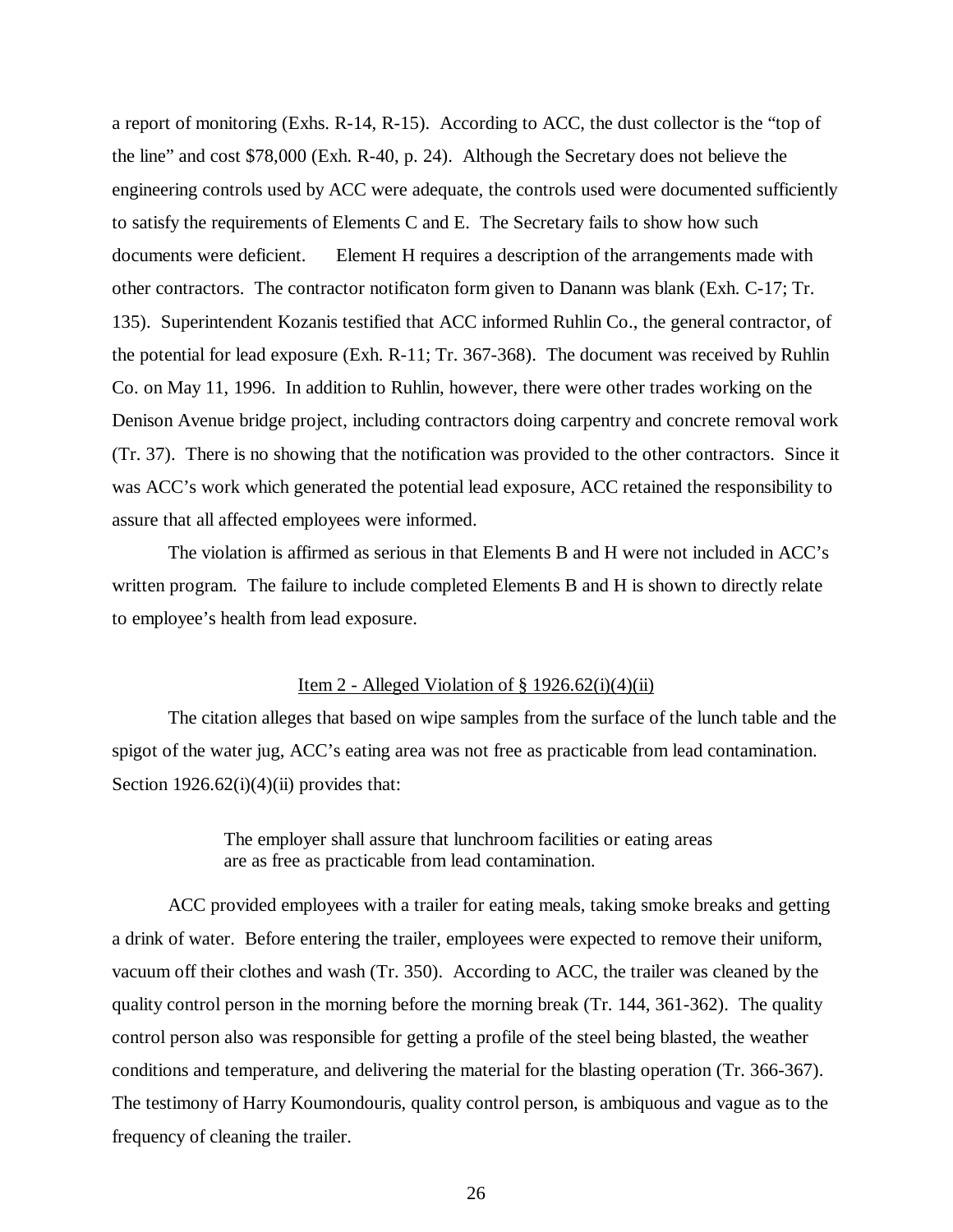a report of monitoring (Exhs. R-14, R-15). According to ACC, the dust collector is the "top of the line" and cost $78,000 (Exh. R-40, p. 24). Although the Secretary does not believe the engineering controls used by ACC were adequate, the controls used were documented sufficiently to satisfy the requirements of Elements C and E. The Secretary fails to show how such documents were deficient. Element H requires a description of the arrangements made with other contractors. The contractor notificaton form given to Danann was blank (Exh. C-17; Tr. 135). Superintendent Kozanis testified that ACC informed Ruhlin Co., the general contractor, of the potential for lead exposure (Exh. R-11; Tr. 367-368). The document was received by Ruhlin Co. on May 11, 1996. In addition to Ruhlin, however, there were other trades working on the Denison Avenue bridge project, including contractors doing carpentry and concrete removal work (Tr. 37). There is no showing that the notification was provided to the other contractors. Since it was ACC's work which generated the potential lead exposure, ACC retained the responsibility to assure that all affected employees were informed.

The violation is affirmed as serious in that Elements B and H were not included in ACC's written program. The failure to include completed Elements B and H is shown to directly relate to employee's health from lead exposure.

Item 2 - Alleged Violation of § 1926.62(i)(4)(ii)

The citation alleges that based on wipe samples from the surface of the lunch table and the spigot of the water jug, ACC's eating area was not free as practicable from lead contamination. Section 1926.62(i)(4)(ii) provides that:

> The employer shall assure that lunchroom facilities or eating areas are as free as practicable from lead contamination.

ACC provided employees with a trailer for eating meals, taking smoke breaks and getting a drink of water. Before entering the trailer, employees were expected to remove their uniform, vacuum off their clothes and wash (Tr. 350). According to ACC, the trailer was cleaned by the quality control person in the morning before the morning break (Tr. 144, 361-362). The quality control person also was responsible for getting a profile of the steel being blasted, the weather conditions and temperature, and delivering the material for the blasting operation (Tr. 366-367). The testimony of Harry Koumondouris, quality control person, is ambiquous and vague as to the frequency of cleaning the trailer.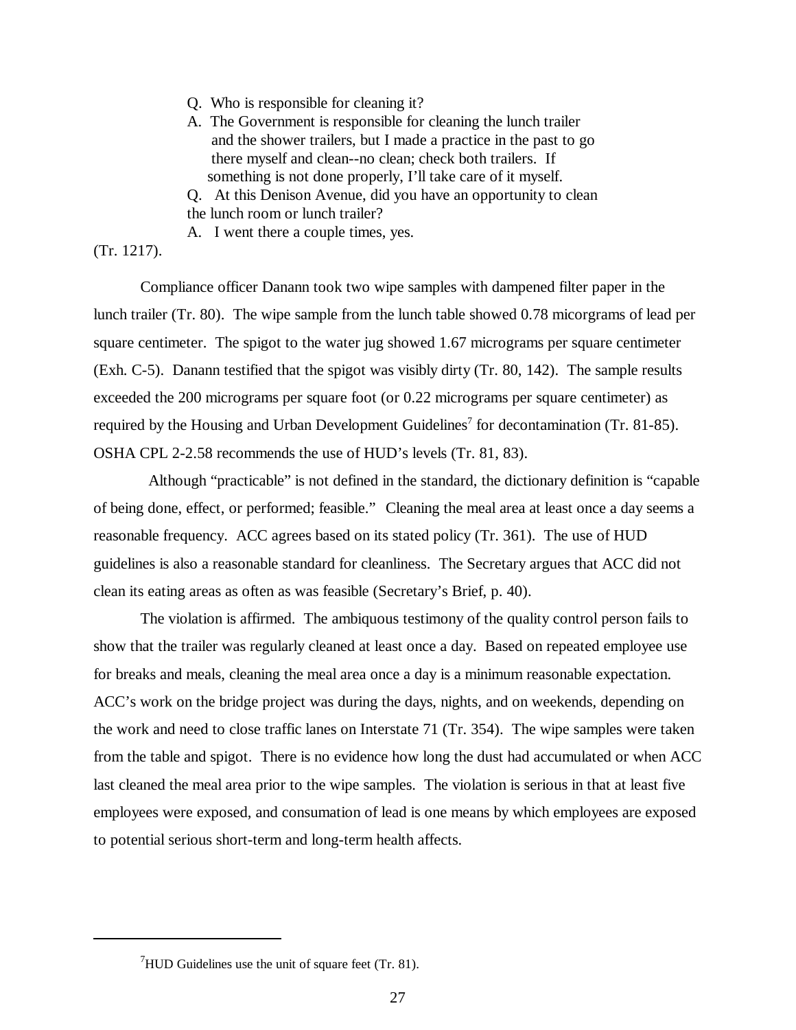> Q. Who is responsible for cleaning it?
>
> A. The Government is responsible for cleaning the lunch trailer and the shower trailers, but I made a practice in the past to go there myself and clean--no clean; check both trailers. If something is not done properly, I'll take care of it myself.
>
> Q. At this Denison Avenue, did you have an opportunity to clean the lunch room or lunch trailer?
>
> A. I went there a couple times, yes.

(Tr. 1217).

Compliance officer Danann took two wipe samples with dampened filter paper in the lunch trailer (Tr. 80). The wipe sample from the lunch table showed 0.78 micorgrams of lead per square centimeter. The spigot to the water jug showed 1.67 micrograms per square centimeter (Exh. C-5). Danann testified that the spigot was visibly dirty (Tr. 80, 142). The sample results exceeded the 200 micrograms per square foot (or 0.22 micrograms per square centimeter) as required by the Housing and Urban Development Guidelines[7] for decontamination (Tr. 81-85). OSHA CPL 2-2.58 recommends the use of HUD's levels (Tr. 81, 83).

Although "practicable" is not defined in the standard, the dictionary definition is "capable of being done, effect, or performed; feasible." Cleaning the meal area at least once a day seems a reasonable frequency. ACC agrees based on its stated policy (Tr. 361). The use of HUD guidelines is also a reasonable standard for cleanliness. The Secretary argues that ACC did not clean its eating areas as often as was feasible (Secretary's Brief, p. 40).

The violation is affirmed. The ambiquous testimony of the quality control person fails to show that the trailer was regularly cleaned at least once a day. Based on repeated employee use for breaks and meals, cleaning the meal area once a day is a minimum reasonable expectation. ACC's work on the bridge project was during the days, nights, and on weekends, depending on the work and need to close traffic lanes on Interstate 71 (Tr. 354). The wipe samples were taken from the table and spigot. There is no evidence how long the dust had accumulated or when ACC last cleaned the meal area prior to the wipe samples. The violation is serious in that at least five employees were exposed, and consumation of lead is one means by which employees are exposed to potential serious short-term and long-term health affects.

---

[7] HUD Guidelines use the unit of square feet (Tr. 81).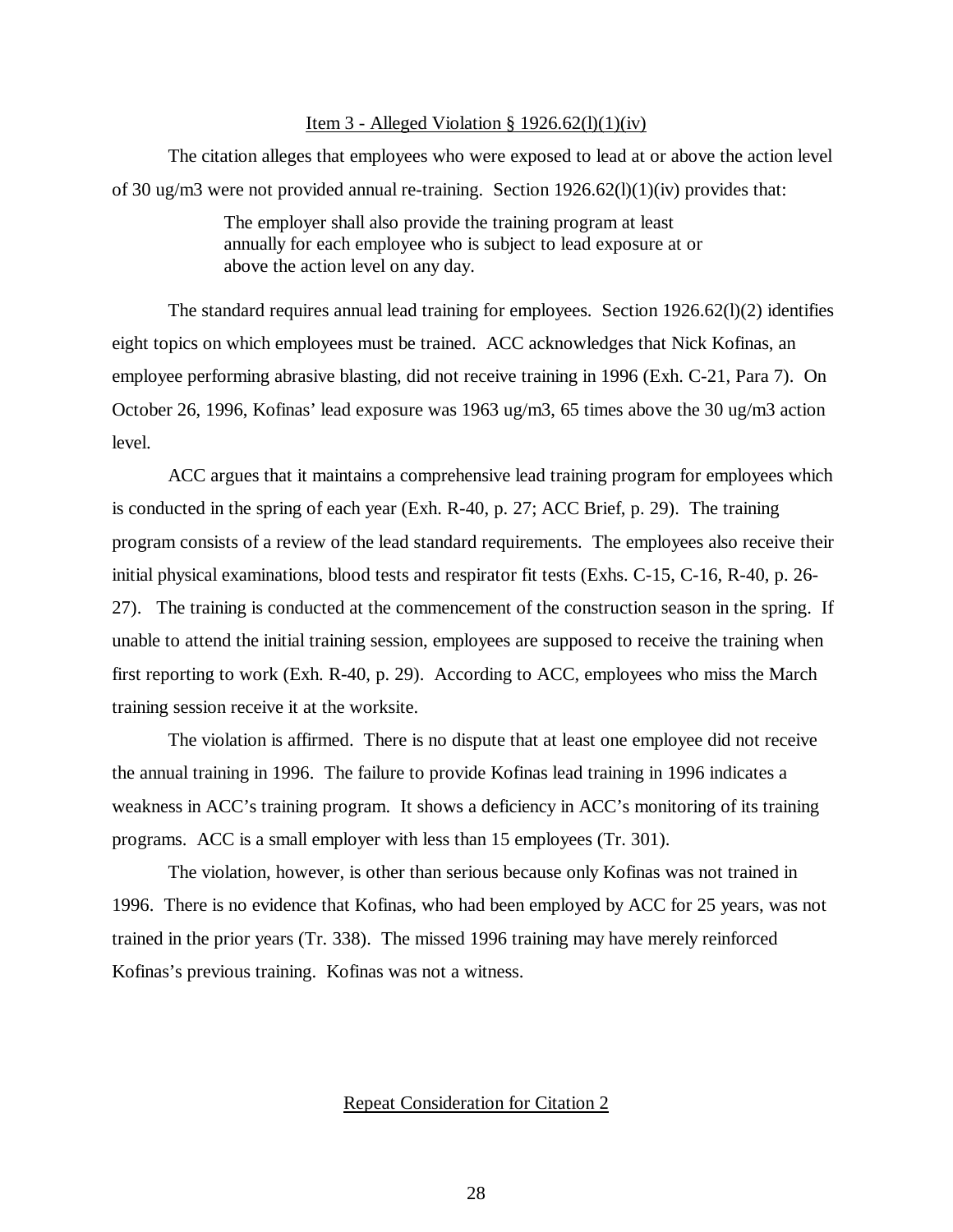Item 3 - Alleged Violation § 1926.62(l)(1)(iv)

The citation alleges that employees who were exposed to lead at or above the action level of 30 ug/m3 were not provided annual re-training. Section 1926.62(l)(1)(iv) provides that:

> The employer shall also provide the training program at least annually for each employee who is subject to lead exposure at or above the action level on any day.

The standard requires annual lead training for employees. Section 1926.62(l)(2) identifies eight topics on which employees must be trained. ACC acknowledges that Nick Kofinas, an employee performing abrasive blasting, did not receive training in 1996 (Exh. C-21, Para 7). On October 26, 1996, Kofinas' lead exposure was 1963 ug/m3, 65 times above the 30 ug/m3 action level.

ACC argues that it maintains a comprehensive lead training program for employees which is conducted in the spring of each year (Exh. R-40, p. 27; ACC Brief, p. 29). The training program consists of a review of the lead standard requirements. The employees also receive their initial physical examinations, blood tests and respirator fit tests (Exhs. C-15, C-16, R-40, p. 26-27). The training is conducted at the commencement of the construction season in the spring. If unable to attend the initial training session, employees are supposed to receive the training when first reporting to work (Exh. R-40, p. 29). According to ACC, employees who miss the March training session receive it at the worksite.

The violation is affirmed. There is no dispute that at least one employee did not receive the annual training in 1996. The failure to provide Kofinas lead training in 1996 indicates a weakness in ACC's training program. It shows a deficiency in ACC's monitoring of its training programs. ACC is a small employer with less than 15 employees (Tr. 301).

The violation, however, is other than serious because only Kofinas was not trained in 1996. There is no evidence that Kofinas, who had been employed by ACC for 25 years, was not trained in the prior years (Tr. 338). The missed 1996 training may have merely reinforced Kofinas's previous training. Kofinas was not a witness.

Repeat Consideration for Citation 2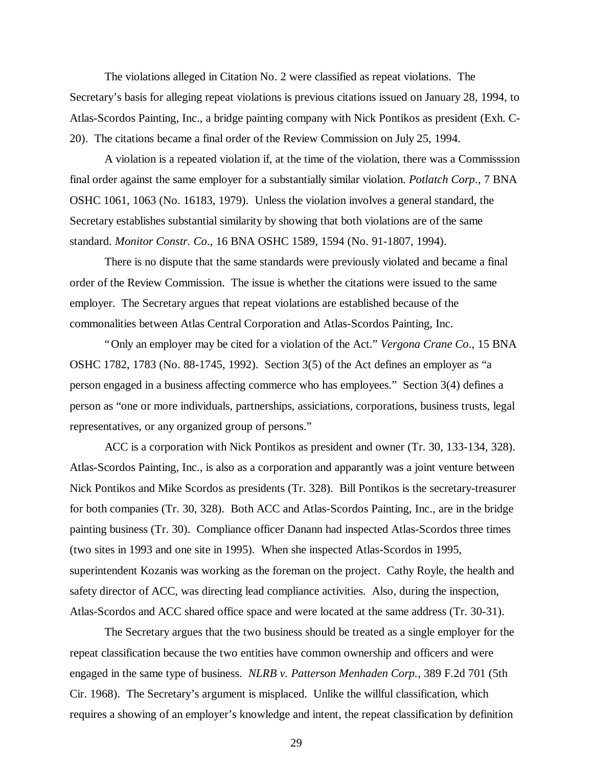The violations alleged in Citation No. 2 were classified as repeat violations. The Secretary's basis for alleging repeat violations is previous citations issued on January 28, 1994, to Atlas-Scordos Painting, Inc., a bridge painting company with Nick Pontikos as president (Exh. C-20). The citations became a final order of the Review Commission on July 25, 1994.

A violation is a repeated violation if, at the time of the violation, there was a Commisssion final order against the same employer for a substantially similar violation. *Potlatch Corp*., 7 BNA OSHC 1061, 1063 (No. 16183, 1979). Unless the violation involves a general standard, the Secretary establishes substantial similarity by showing that both violations are of the same standard. *Monitor Constr. Co*., 16 BNA OSHC 1589, 1594 (No. 91-1807, 1994).

There is no dispute that the same standards were previously violated and became a final order of the Review Commission. The issue is whether the citations were issued to the same employer. The Secretary argues that repeat violations are established because of the commonalities between Atlas Central Corporation and Atlas-Scordos Painting, Inc.

"Only an employer may be cited for a violation of the Act." *Vergona Crane Co*., 15 BNA OSHC 1782, 1783 (No. 88-1745, 1992). Section 3(5) of the Act defines an employer as "a person engaged in a business affecting commerce who has employees." Section 3(4) defines a person as "one or more individuals, partnerships, assiciations, corporations, business trusts, legal representatives, or any organized group of persons."

ACC is a corporation with Nick Pontikos as president and owner (Tr. 30, 133-134, 328). Atlas-Scordos Painting, Inc., is also as a corporation and apparantly was a joint venture between Nick Pontikos and Mike Scordos as presidents (Tr. 328). Bill Pontikos is the secretary-treasurer for both companies (Tr. 30, 328). Both ACC and Atlas-Scordos Painting, Inc., are in the bridge painting business (Tr. 30). Compliance officer Danann had inspected Atlas-Scordos three times (two sites in 1993 and one site in 1995). When she inspected Atlas-Scordos in 1995, superintendent Kozanis was working as the foreman on the project. Cathy Royle, the health and safety director of ACC, was directing lead compliance activities. Also, during the inspection, Atlas-Scordos and ACC shared office space and were located at the same address (Tr. 30-31).

The Secretary argues that the two business should be treated as a single employer for the repeat classification because the two entities have common ownership and officers and were engaged in the same type of business. *NLRB v. Patterson Menhaden Corp.*, 389 F.2d 701 (5th Cir. 1968). The Secretary's argument is misplaced. Unlike the willful classification, which requires a showing of an employer's knowledge and intent, the repeat classification by definition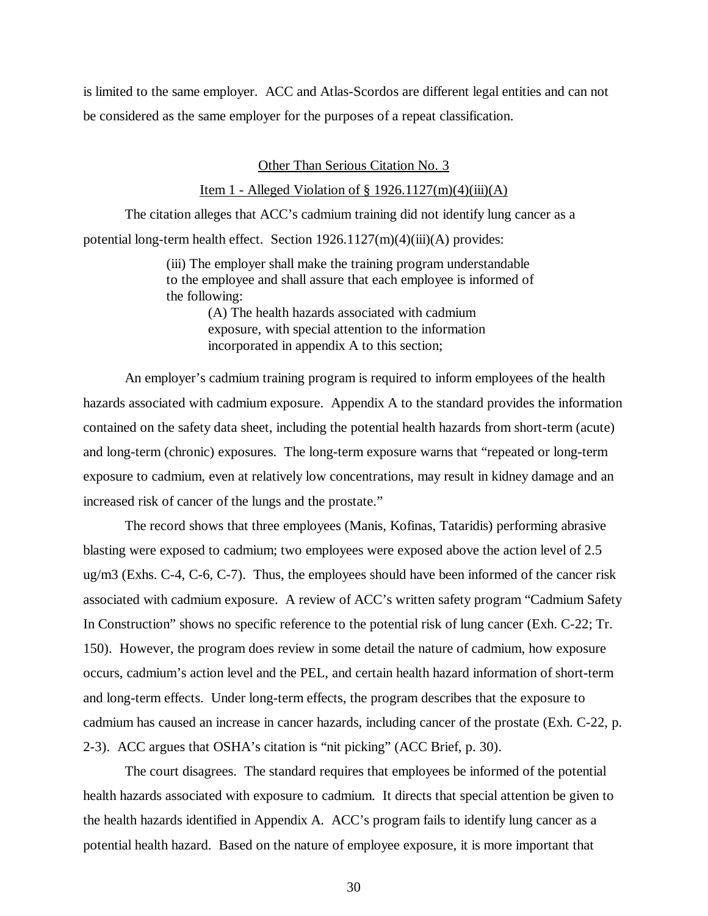is limited to the same employer. ACC and Atlas-Scordos are different legal entities and can not be considered as the same employer for the purposes of a repeat classification.

Other Than Serious Citation No. 3

Item 1 - Alleged Violation of § 1926.1127(m)(4)(iii)(A)

The citation alleges that ACC's cadmium training did not identify lung cancer as a potential long-term health effect. Section 1926.1127(m)(4)(iii)(A) provides:

> (iii) The employer shall make the training program understandable to the employee and shall assure that each employee is informed of the following:
>
> (A) The health hazards associated with cadmium exposure, with special attention to the information incorporated in appendix A to this section;

An employer's cadmium training program is required to inform employees of the health hazards associated with cadmium exposure. Appendix A to the standard provides the information contained on the safety data sheet, including the potential health hazards from short-term (acute) and long-term (chronic) exposures. The long-term exposure warns that "repeated or long-term exposure to cadmium, even at relatively low concentrations, may result in kidney damage and an increased risk of cancer of the lungs and the prostate."

The record shows that three employees (Manis, Kofinas, Tataridis) performing abrasive blasting were exposed to cadmium; two employees were exposed above the action level of 2.5 ug/m3 (Exhs. C-4, C-6, C-7). Thus, the employees should have been informed of the cancer risk associated with cadmium exposure. A review of ACC's written safety program "Cadmium Safety In Construction" shows no specific reference to the potential risk of lung cancer (Exh. C-22; Tr. 150). However, the program does review in some detail the nature of cadmium, how exposure occurs, cadmium's action level and the PEL, and certain health hazard information of short-term and long-term effects. Under long-term effects, the program describes that the exposure to cadmium has caused an increase in cancer hazards, including cancer of the prostate (Exh. C-22, p. 2-3). ACC argues that OSHA's citation is "nit picking" (ACC Brief, p. 30).

The court disagrees. The standard requires that employees be informed of the potential health hazards associated with exposure to cadmium. It directs that special attention be given to the health hazards identified in Appendix A. ACC's program fails to identify lung cancer as a potential health hazard. Based on the nature of employee exposure, it is more important that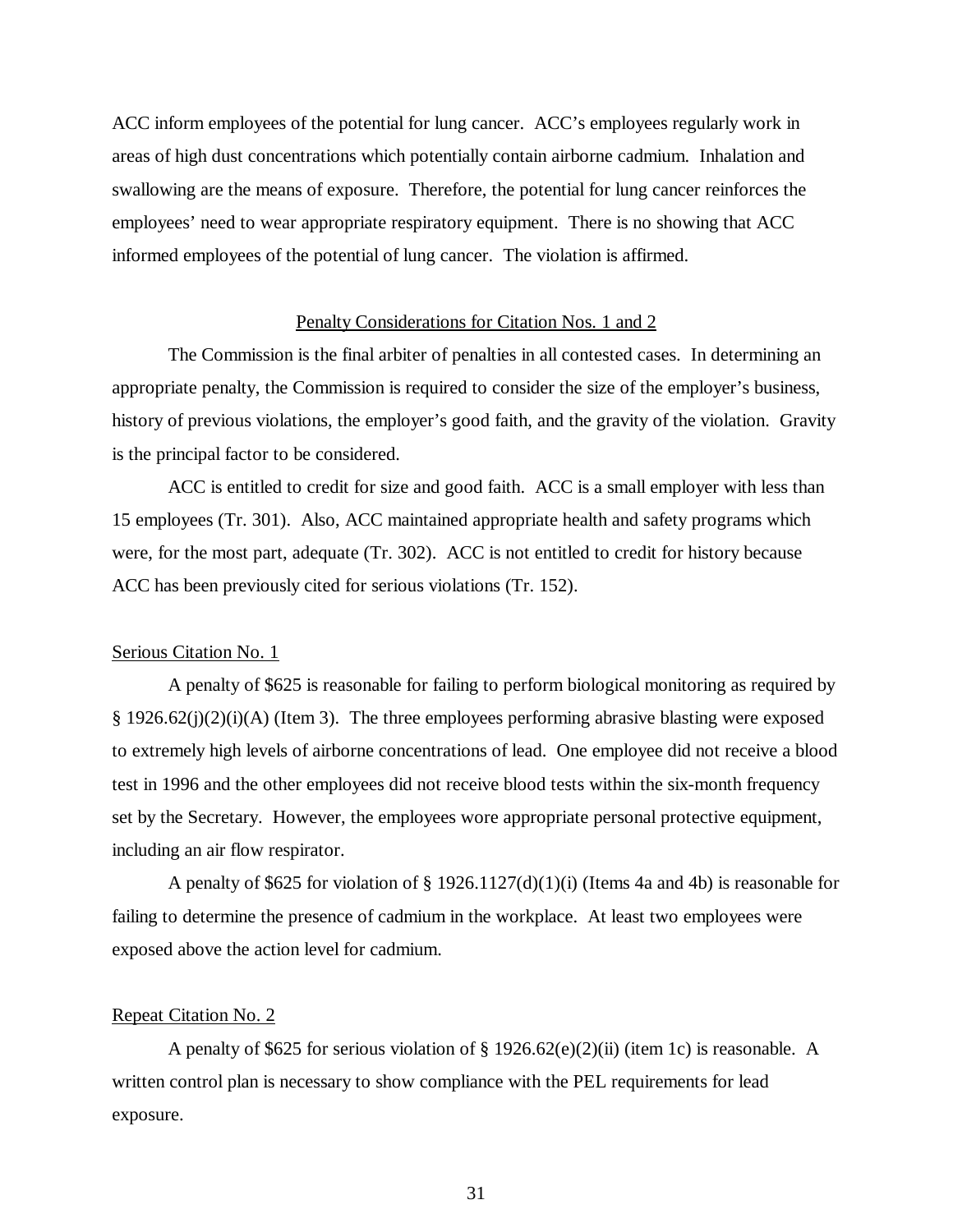ACC inform employees of the potential for lung cancer. ACC's employees regularly work in areas of high dust concentrations which potentially contain airborne cadmium. Inhalation and swallowing are the means of exposure. Therefore, the potential for lung cancer reinforces the employees' need to wear appropriate respiratory equipment. There is no showing that ACC informed employees of the potential of lung cancer. The violation is affirmed.

## Penalty Considerations for Citation Nos. 1 and 2

The Commission is the final arbiter of penalties in all contested cases. In determining an appropriate penalty, the Commission is required to consider the size of the employer's business, history of previous violations, the employer's good faith, and the gravity of the violation. Gravity is the principal factor to be considered.

ACC is entitled to credit for size and good faith. ACC is a small employer with less than 15 employees (Tr. 301). Also, ACC maintained appropriate health and safety programs which were, for the most part, adequate (Tr. 302). ACC is not entitled to credit for history because ACC has been previously cited for serious violations (Tr. 152).

### Serious Citation No. 1

A penalty of $625 is reasonable for failing to perform biological monitoring as required by § 1926.62(j)(2)(i)(A) (Item 3). The three employees performing abrasive blasting were exposed to extremely high levels of airborne concentrations of lead. One employee did not receive a blood test in 1996 and the other employees did not receive blood tests within the six-month frequency set by the Secretary. However, the employees wore appropriate personal protective equipment, including an air flow respirator.

A penalty of $625 for violation of § 1926.1127(d)(1)(i) (Items 4a and 4b) is reasonable for failing to determine the presence of cadmium in the workplace. At least two employees were exposed above the action level for cadmium.

### Repeat Citation No. 2

A penalty of $625 for serious violation of § 1926.62(e)(2)(ii) (item 1c) is reasonable. A written control plan is necessary to show compliance with the PEL requirements for lead exposure.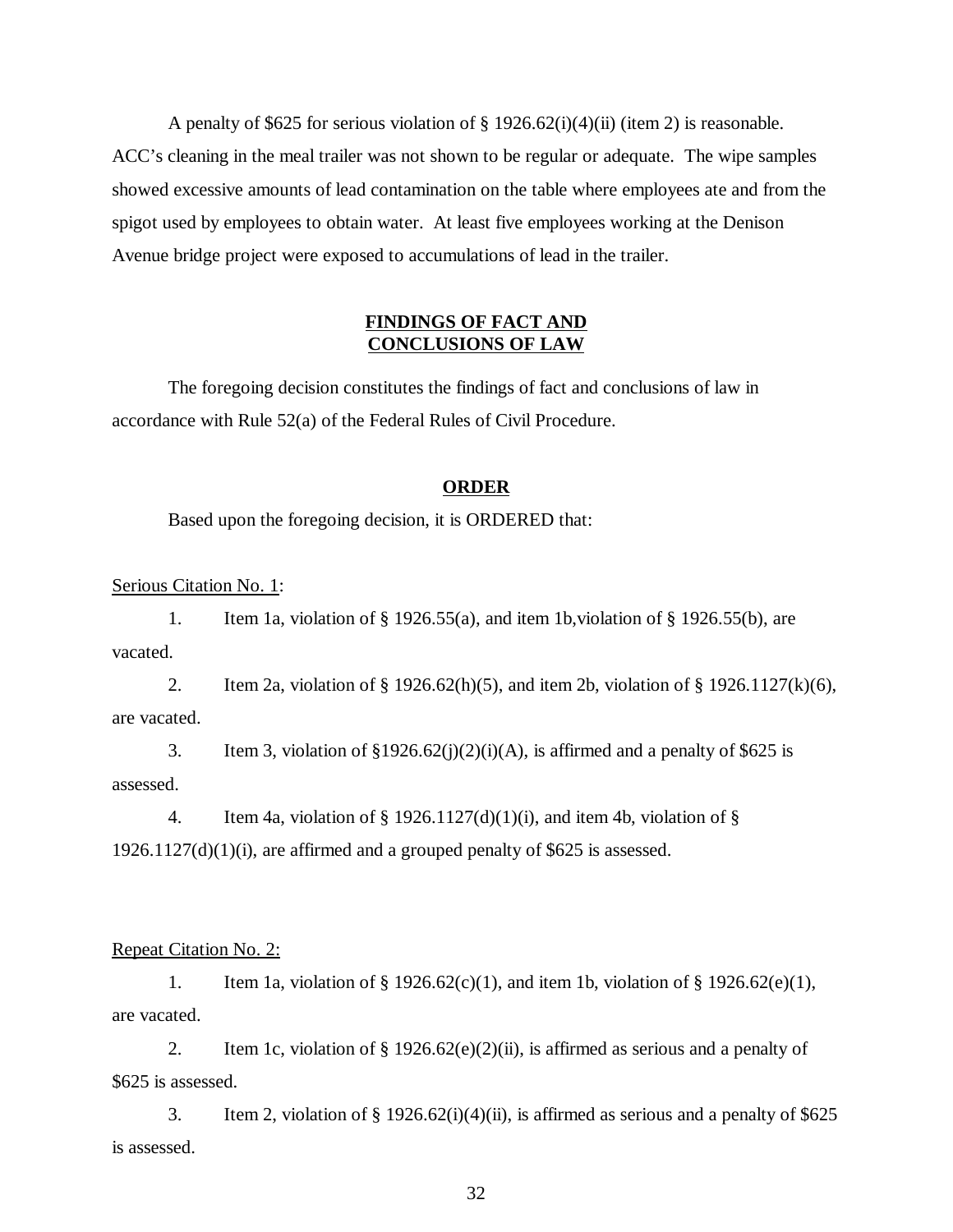A penalty of $625 for serious violation of § 1926.62(i)(4)(ii) (item 2) is reasonable. ACC's cleaning in the meal trailer was not shown to be regular or adequate. The wipe samples showed excessive amounts of lead contamination on the table where employees ate and from the spigot used by employees to obtain water. At least five employees working at the Denison Avenue bridge project were exposed to accumulations of lead in the trailer.

## FINDINGS OF FACT AND CONCLUSIONS OF LAW

The foregoing decision constitutes the findings of fact and conclusions of law in accordance with Rule 52(a) of the Federal Rules of Civil Procedure.

## ORDER

Based upon the foregoing decision, it is ORDERED that:

Serious Citation No. 1:

1. Item 1a, violation of § 1926.55(a), and item 1b,violation of § 1926.55(b), are vacated.

2. Item 2a, violation of § 1926.62(h)(5), and item 2b, violation of § 1926.1127(k)(6), are vacated.

3. Item 3, violation of §1926.62(j)(2)(i)(A), is affirmed and a penalty of $625 is assessed.

4. Item 4a, violation of § 1926.1127(d)(1)(i), and item 4b, violation of § 1926.1127(d)(1)(i), are affirmed and a grouped penalty of $625 is assessed.

Repeat Citation No. 2:

1. Item 1a, violation of § 1926.62(c)(1), and item 1b, violation of § 1926.62(e)(1), are vacated.

2. Item 1c, violation of § 1926.62(e)(2)(ii), is affirmed as serious and a penalty of $625 is assessed.

3. Item 2, violation of § 1926.62(i)(4)(ii), is affirmed as serious and a penalty of $625 is assessed.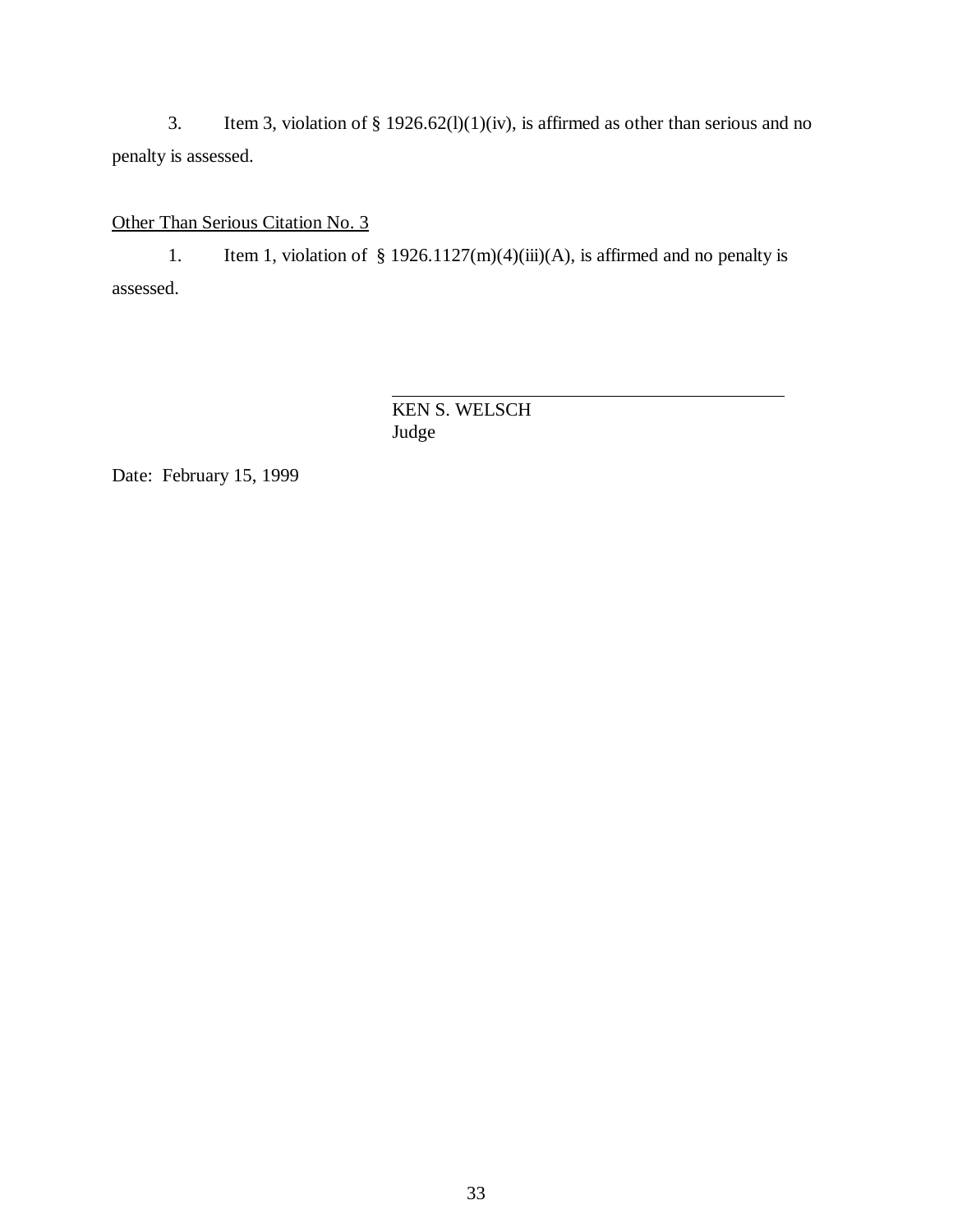3. Item 3, violation of § 1926.62(l)(1)(iv), is affirmed as other than serious and no penalty is assessed.

<u>Other Than Serious Citation No. 3</u>

1. Item 1, violation of § 1926.1127(m)(4)(iii)(A), is affirmed and no penalty is assessed.

KEN S. WELSCH
Judge

Date: February 15, 1999